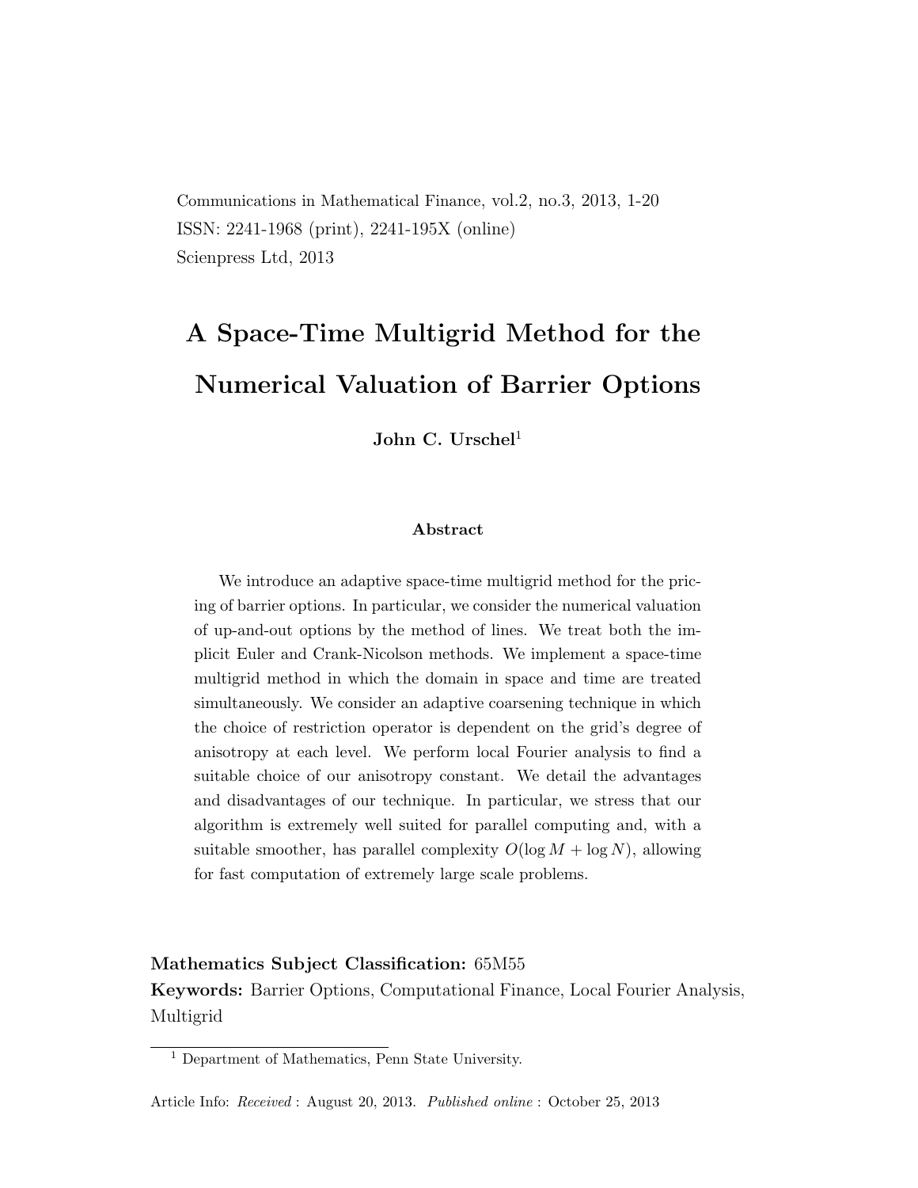Communications in Mathematical Finance, vol.2, no.3, 2013, 1-20
ISSN: 2241-1968 (print), 2241-195X (online)
Scienpress Ltd, 2013

# A Space-Time Multigrid Method for the Numerical Valuation of Barrier Options

**John C. Urschel**[1]

### Abstract

We introduce an adaptive space-time multigrid method for the pricing of barrier options. In particular, we consider the numerical valuation of up-and-out options by the method of lines. We treat both the implicit Euler and Crank-Nicolson methods. We implement a space-time multigrid method in which the domain in space and time are treated simultaneously. We consider an adaptive coarsening technique in which the choice of restriction operator is dependent on the grid's degree of anisotropy at each level. We perform local Fourier analysis to find a suitable choice of our anisotropy constant. We detail the advantages and disadvantages of our technique. In particular, we stress that our algorithm is extremely well suited for parallel computing and, with a suitable smoother, has parallel complexity $O(\log M + \log N)$, allowing for fast computation of extremely large scale problems.

**Mathematics Subject Classification:** 65M55

**Keywords:** Barrier Options, Computational Finance, Local Fourier Analysis, Multigrid

[1] Department of Mathematics, Penn State University.

Article Info: *Received* : August 20, 2013. *Published online* : October 25, 2013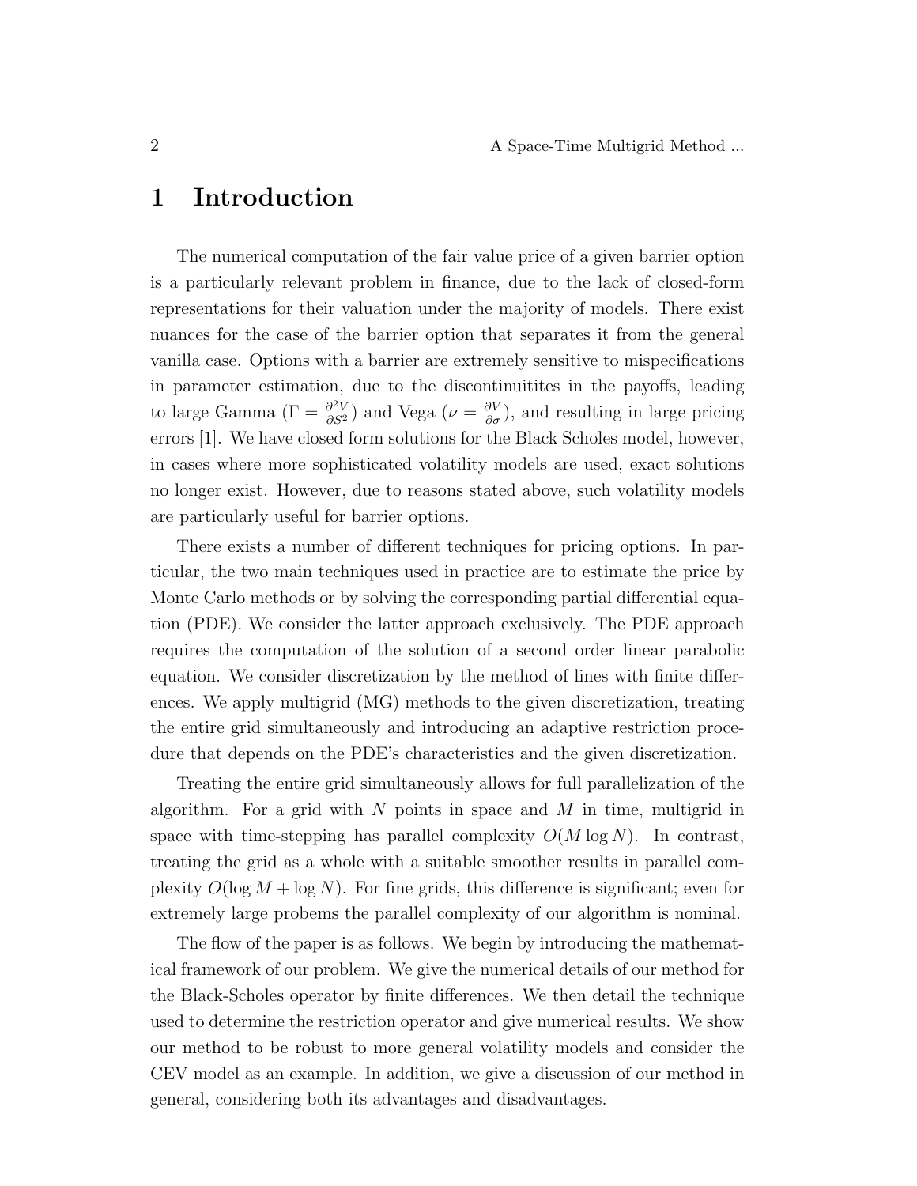# 1 Introduction

The numerical computation of the fair value price of a given barrier option is a particularly relevant problem in finance, due to the lack of closed-form representations for their valuation under the majority of models. There exist nuances for the case of the barrier option that separates it from the general vanilla case. Options with a barrier are extremely sensitive to mispecifications in parameter estimation, due to the discontinuitites in the payoffs, leading to large Gamma ($\Gamma = \frac{\partial^2 V}{\partial S^2}$) and Vega ($\nu = \frac{\partial V}{\partial \sigma}$), and resulting in large pricing errors [1]. We have closed form solutions for the Black Scholes model, however, in cases where more sophisticated volatility models are used, exact solutions no longer exist. However, due to reasons stated above, such volatility models are particularly useful for barrier options.

There exists a number of different techniques for pricing options. In particular, the two main techniques used in practice are to estimate the price by Monte Carlo methods or by solving the corresponding partial differential equation (PDE). We consider the latter approach exclusively. The PDE approach requires the computation of the solution of a second order linear parabolic equation. We consider discretization by the method of lines with finite differences. We apply multigrid (MG) methods to the given discretization, treating the entire grid simultaneously and introducing an adaptive restriction procedure that depends on the PDE's characteristics and the given discretization.

Treating the entire grid simultaneously allows for full parallelization of the algorithm. For a grid with $N$ points in space and $M$ in time, multigrid in space with time-stepping has parallel complexity $O(M \log N)$. In contrast, treating the grid as a whole with a suitable smoother results in parallel complexity $O(\log M + \log N)$. For fine grids, this difference is significant; even for extremely large probems the parallel complexity of our algorithm is nominal.

The flow of the paper is as follows. We begin by introducing the mathematical framework of our problem. We give the numerical details of our method for the Black-Scholes operator by finite differences. We then detail the technique used to determine the restriction operator and give numerical results. We show our method to be robust to more general volatility models and consider the CEV model as an example. In addition, we give a discussion of our method in general, considering both its advantages and disadvantages.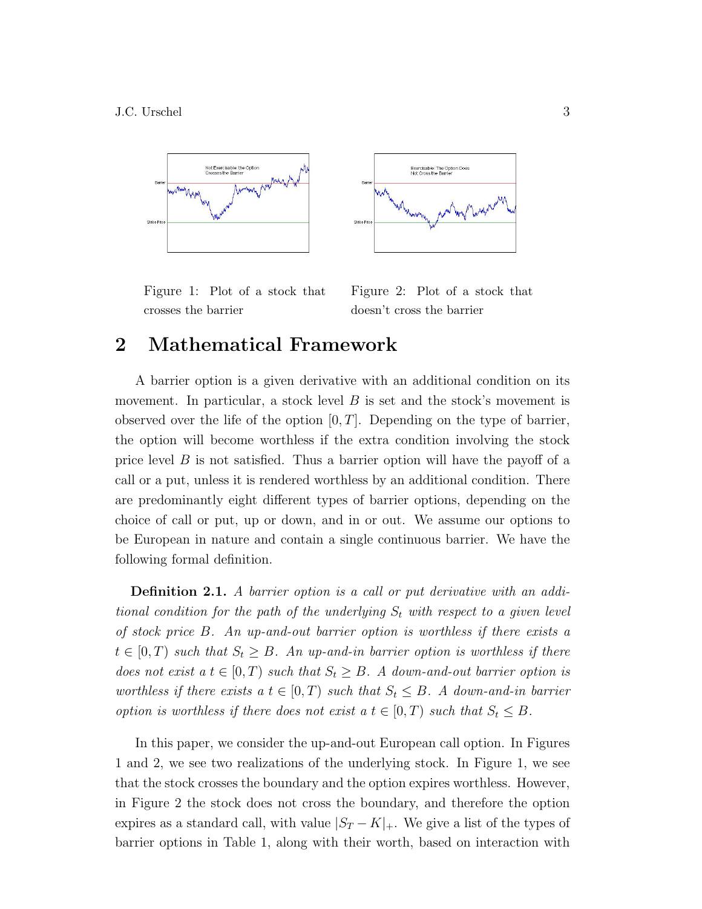Figure 1: Plot of a stock that crosses the barrier

Figure 2: Plot of a stock that doesn't cross the barrier

## 2 Mathematical Framework

A barrier option is a given derivative with an additional condition on its movement. In particular, a stock level $B$ is set and the stock's movement is observed over the life of the option $[0, T]$. Depending on the type of barrier, the option will become worthless if the extra condition involving the stock price level $B$ is not satisfied. Thus a barrier option will have the payoff of a call or a put, unless it is rendered worthless by an additional condition. There are predominantly eight different types of barrier options, depending on the choice of call or put, up or down, and in or out. We assume our options to be European in nature and contain a single continuous barrier. We have the following formal definition.

**Definition 2.1.** *A barrier option is a call or put derivative with an additional condition for the path of the underlying $S_t$ with respect to a given level of stock price $B$. An up-and-out barrier option is worthless if there exists a $t \in [0, T)$ such that $S_t \geq B$. An up-and-in barrier option is worthless if there does not exist a $t \in [0, T)$ such that $S_t \geq B$. A down-and-out barrier option is worthless if there exists a $t \in [0, T)$ such that $S_t \leq B$. A down-and-in barrier option is worthless if there does not exist a $t \in [0, T)$ such that $S_t \leq B$.*

In this paper, we consider the up-and-out European call option. In Figures 1 and 2, we see two realizations of the underlying stock. In Figure 1, we see that the stock crosses the boundary and the option expires worthless. However, in Figure 2 the stock does not cross the boundary, and therefore the option expires as a standard call, with value $|S_T - K|_+$. We give a list of the types of barrier options in Table 1, along with their worth, based on interaction with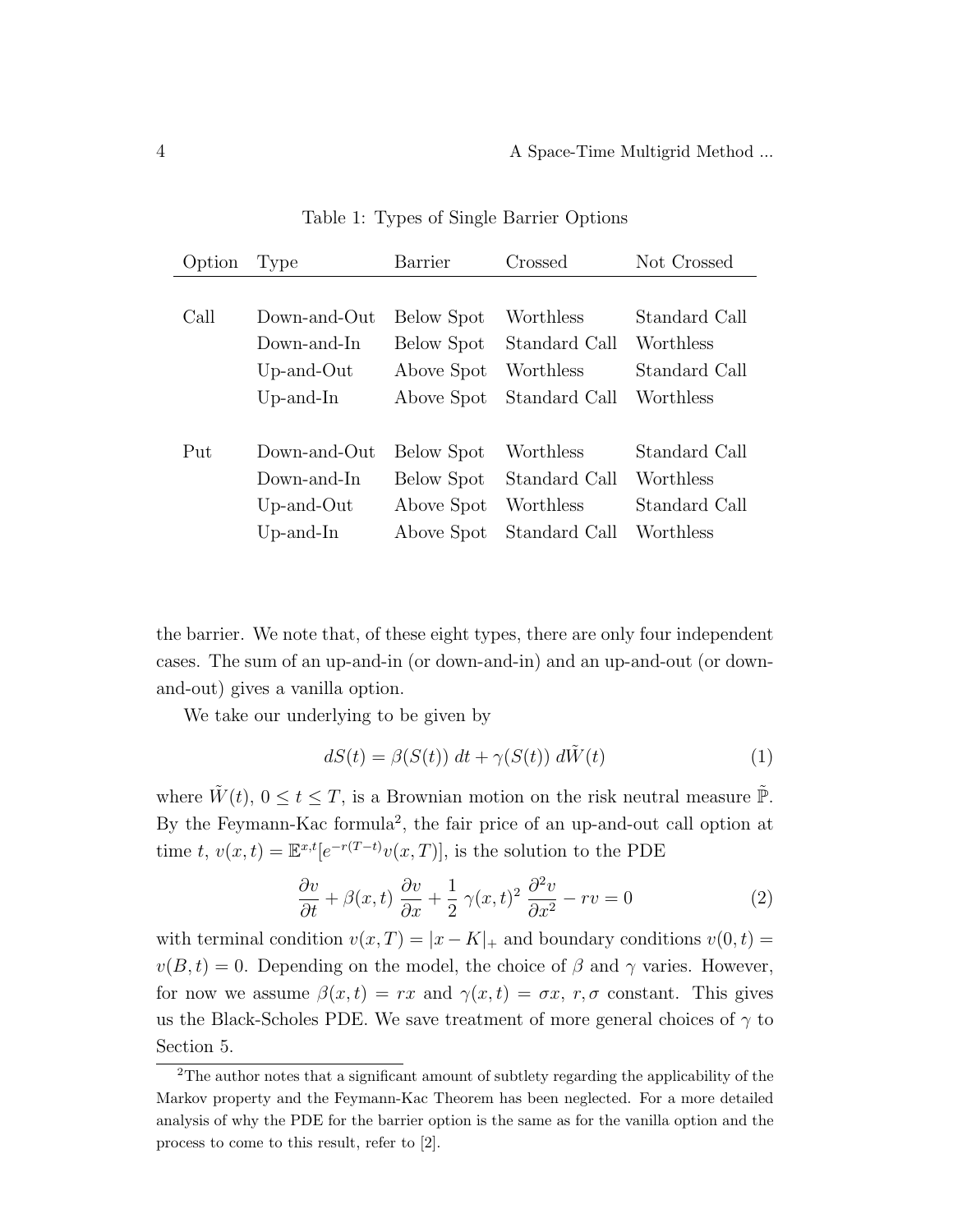Table 1: Types of Single Barrier Options

| Option | Type | Barrier | Crossed | Not Crossed |
|---|---|---|---|---|
| Call | Down-and-Out | Below Spot | Worthless | Standard Call |
| | Down-and-In | Below Spot | Standard Call | Worthless |
| | Up-and-Out | Above Spot | Worthless | Standard Call |
| | Up-and-In | Above Spot | Standard Call | Worthless |
| Put | Down-and-Out | Below Spot | Worthless | Standard Call |
| | Down-and-In | Below Spot | Standard Call | Worthless |
| | Up-and-Out | Above Spot | Worthless | Standard Call |
| | Up-and-In | Above Spot | Standard Call | Worthless |

the barrier. We note that, of these eight types, there are only four independent cases. The sum of an up-and-in (or down-and-in) and an up-and-out (or down-and-out) gives a vanilla option.

We take our underlying to be given by

$$dS(t) = \beta(S(t))\ dt + \gamma(S(t))\ d\tilde{W}(t) \tag{1}$$

where $\tilde{W}(t)$, $0 \le t \le T$, is a Brownian motion on the risk neutral measure $\tilde{\mathbb{P}}$. By the Feymann-Kac formula[2], the fair price of an up-and-out call option at time $t$, $v(x,t) = \mathbb{E}^{x,t}[e^{-r(T-t)}v(x,T)]$, is the solution to the PDE

$$\frac{\partial v}{\partial t} + \beta(x,t)\ \frac{\partial v}{\partial x} + \frac{1}{2}\ \gamma(x,t)^2\ \frac{\partial^2 v}{\partial x^2} - rv = 0 \tag{2}$$

with terminal condition $v(x,T) = |x-K|_+$ and boundary conditions $v(0,t) = v(B,t) = 0$. Depending on the model, the choice of $\beta$ and $\gamma$ varies. However, for now we assume $\beta(x,t) = rx$ and $\gamma(x,t) = \sigma x$, $r, \sigma$ constant. This gives us the Black-Scholes PDE. We save treatment of more general choices of $\gamma$ to Section 5.

[2]The author notes that a significant amount of subtlety regarding the applicability of the Markov property and the Feymann-Kac Theorem has been neglected. For a more detailed analysis of why the PDE for the barrier option is the same as for the vanilla option and the process to come to this result, refer to [2].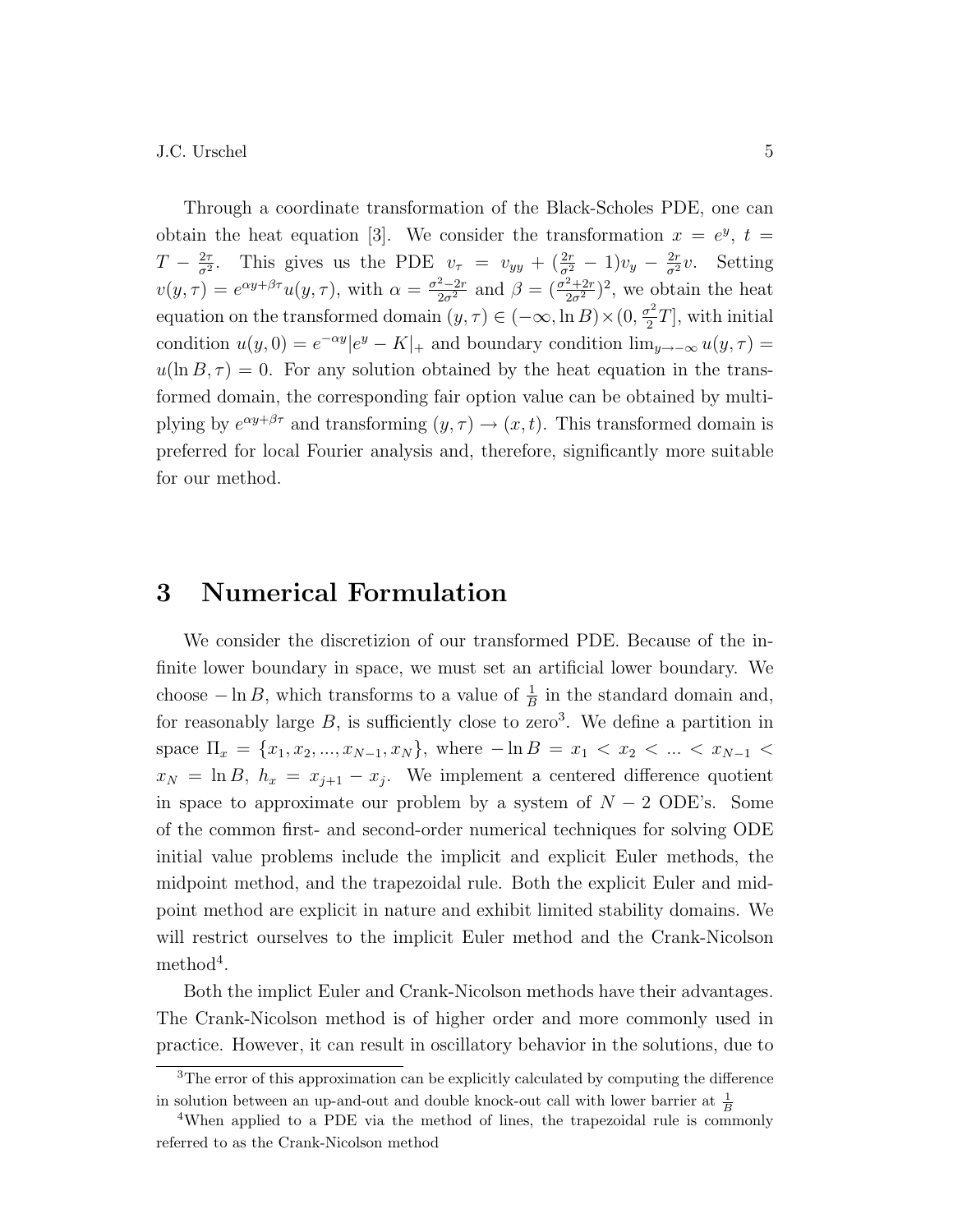Through a coordinate transformation of the Black-Scholes PDE, one can obtain the heat equation [3]. We consider the transformation $x = e^y$, $t = T - \frac{2\tau}{\sigma^2}$. This gives us the PDE $v_\tau = v_{yy} + (\frac{2r}{\sigma^2} - 1)v_y - \frac{2r}{\sigma^2}v$. Setting $v(y,\tau) = e^{\alpha y + \beta \tau}u(y,\tau)$, with $\alpha = \frac{\sigma^2 - 2r}{2\sigma^2}$ and $\beta = (\frac{\sigma^2+2r}{2\sigma^2})^2$, we obtain the heat equation on the transformed domain $(y,\tau) \in (-\infty, \ln B) \times (0, \frac{\sigma^2}{2}T]$, with initial condition $u(y,0) = e^{-\alpha y}|e^y - K|_+$ and boundary condition $\lim_{y \to -\infty} u(y,\tau) = u(\ln B, \tau) = 0$. For any solution obtained by the heat equation in the transformed domain, the corresponding fair option value can be obtained by multiplying by $e^{\alpha y + \beta \tau}$ and transforming $(y,\tau) \to (x,t)$. This transformed domain is preferred for local Fourier analysis and, therefore, significantly more suitable for our method.

# 3 Numerical Formulation

We consider the discretizion of our transformed PDE. Because of the infinite lower boundary in space, we must set an artificial lower boundary. We choose $-\ln B$, which transforms to a value of $\frac{1}{B}$ in the standard domain and, for reasonably large $B$, is sufficiently close to zero[3]. We define a partition in space $\Pi_x = \{x_1, x_2, ..., x_{N-1}, x_N\}$, where $-\ln B = x_1 < x_2 < ... < x_{N-1} < x_N = \ln B$, $h_x = x_{j+1} - x_j$. We implement a centered difference quotient in space to approximate our problem by a system of $N-2$ ODE's. Some of the common first- and second-order numerical techniques for solving ODE initial value problems include the implicit and explicit Euler methods, the midpoint method, and the trapezoidal rule. Both the explicit Euler and midpoint method are explicit in nature and exhibit limited stability domains. We will restrict ourselves to the implicit Euler method and the Crank-Nicolson method[4].

Both the implict Euler and Crank-Nicolson methods have their advantages. The Crank-Nicolson method is of higher order and more commonly used in practice. However, it can result in oscillatory behavior in the solutions, due to

[3] The error of this approximation can be explicitly calculated by computing the difference in solution between an up-and-out and double knock-out call with lower barrier at $\frac{1}{B}$

[4] When applied to a PDE via the method of lines, the trapezoidal rule is commonly referred to as the Crank-Nicolson method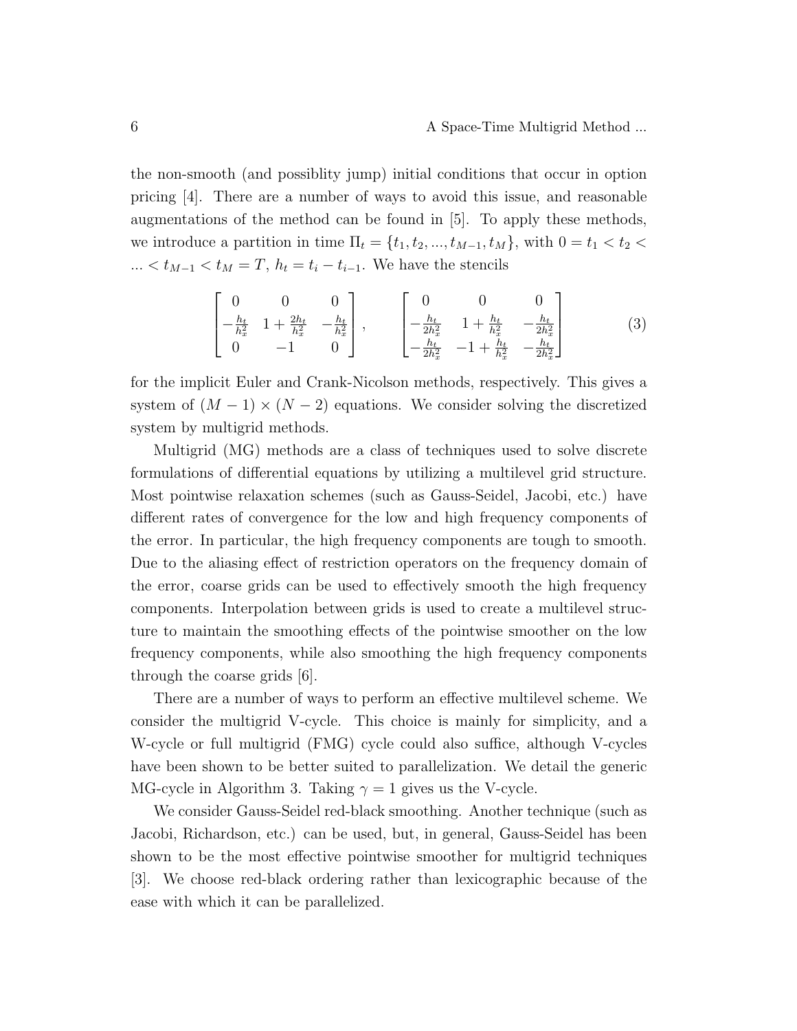the non-smooth (and possiblity jump) initial conditions that occur in option pricing [4]. There are a number of ways to avoid this issue, and reasonable augmentations of the method can be found in [5]. To apply these methods, we introduce a partition in time $\Pi_t = \{t_1, t_2, ..., t_{M-1}, t_M\}$, with $0 = t_1 < t_2 < ... < t_{M-1} < t_M = T$, $h_t = t_i - t_{i-1}$. We have the stencils

$$\begin{bmatrix} 0 & 0 & 0 \\ -\frac{h_t}{h_x^2} & 1 + \frac{2h_t}{h_x^2} & -\frac{h_t}{h_x^2} \\ 0 & -1 & 0 \end{bmatrix}, \qquad \begin{bmatrix} 0 & 0 & 0 \\ -\frac{h_t}{2h_x^2} & 1 + \frac{h_t}{h_x^2} & -\frac{h_t}{2h_x^2} \\ -\frac{h_t}{2h_x^2} & -1 + \frac{h_t}{h_x^2} & -\frac{h_t}{2h_x^2} \end{bmatrix} \tag{3}$$

for the implicit Euler and Crank-Nicolson methods, respectively. This gives a system of $(M-1) \times (N-2)$ equations. We consider solving the discretized system by multigrid methods.

Multigrid (MG) methods are a class of techniques used to solve discrete formulations of differential equations by utilizing a multilevel grid structure. Most pointwise relaxation schemes (such as Gauss-Seidel, Jacobi, etc.) have different rates of convergence for the low and high frequency components of the error. In particular, the high frequency components are tough to smooth. Due to the aliasing effect of restriction operators on the frequency domain of the error, coarse grids can be used to effectively smooth the high frequency components. Interpolation between grids is used to create a multilevel structure to maintain the smoothing effects of the pointwise smoother on the low frequency components, while also smoothing the high frequency components through the coarse grids [6].

There are a number of ways to perform an effective multilevel scheme. We consider the multigrid V-cycle. This choice is mainly for simplicity, and a W-cycle or full multigrid (FMG) cycle could also suffice, although V-cycles have been shown to be better suited to parallelization. We detail the generic MG-cycle in Algorithm 3. Taking $\gamma = 1$ gives us the V-cycle.

We consider Gauss-Seidel red-black smoothing. Another technique (such as Jacobi, Richardson, etc.) can be used, but, in general, Gauss-Seidel has been shown to be the most effective pointwise smoother for multigrid techniques [3]. We choose red-black ordering rather than lexicographic because of the ease with which it can be parallelized.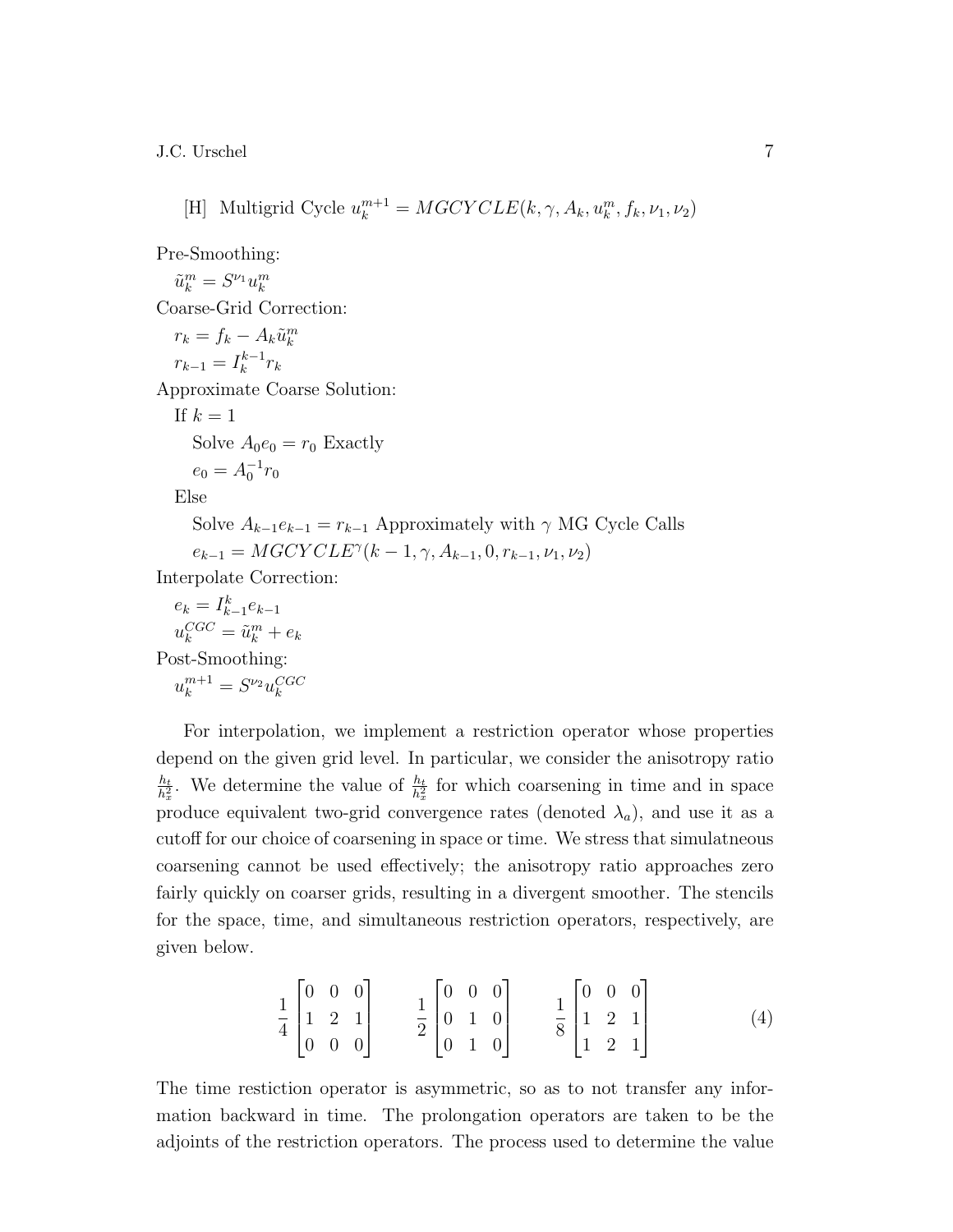[H] Multigrid Cycle $u_k^{m+1} = MGCYCLE(k, \gamma, A_k, u_k^m, f_k, \nu_1, \nu_2)$

Pre-Smoothing:
  $\tilde{u}_k^m = S^{\nu_1} u_k^m$

Coarse-Grid Correction:
  $r_k = f_k - A_k \tilde{u}_k^m$
  $r_{k-1} = I_k^{k-1} r_k$

Approximate Coarse Solution:
  If $k = 1$
    Solve $A_0 e_0 = r_0$ Exactly
    $e_0 = A_0^{-1} r_0$
  Else
    Solve $A_{k-1} e_{k-1} = r_{k-1}$ Approximately with $\gamma$ MG Cycle Calls
    $e_{k-1} = MGCYCLE^{\gamma}(k-1, \gamma, A_{k-1}, 0, r_{k-1}, \nu_1, \nu_2)$

Interpolate Correction:
  $e_k = I_{k-1}^k e_{k-1}$
  $u_k^{CGC} = \tilde{u}_k^m + e_k$

Post-Smoothing:
  $u_k^{m+1} = S^{\nu_2} u_k^{CGC}$

For interpolation, we implement a restriction operator whose properties depend on the given grid level. In particular, we consider the anisotropy ratio $\frac{h_t}{h_x^2}$. We determine the value of $\frac{h_t}{h_x^2}$ for which coarsening in time and in space produce equivalent two-grid convergence rates (denoted $\lambda_a$), and use it as a cutoff for our choice of coarsening in space or time. We stress that simulatneous coarsening cannot be used effectively; the anisotropy ratio approaches zero fairly quickly on coarser grids, resulting in a divergent smoother. The stencils for the space, time, and simultaneous restriction operators, respectively, are given below.

$$\frac{1}{4}\begin{bmatrix} 0 & 0 & 0 \\ 1 & 2 & 1 \\ 0 & 0 & 0 \end{bmatrix} \qquad \frac{1}{2}\begin{bmatrix} 0 & 0 & 0 \\ 0 & 1 & 0 \\ 0 & 1 & 0 \end{bmatrix} \qquad \frac{1}{8}\begin{bmatrix} 0 & 0 & 0 \\ 1 & 2 & 1 \\ 1 & 2 & 1 \end{bmatrix} \tag{4}$$

The time restiction operator is asymmetric, so as to not transfer any information backward in time. The prolongation operators are taken to be the adjoints of the restriction operators. The process used to determine the value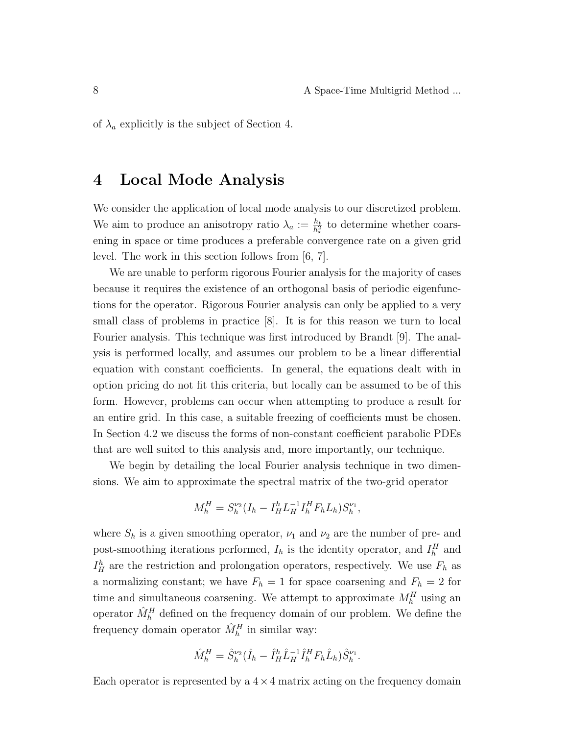of $\lambda_a$ explicitly is the subject of Section 4.

# 4 Local Mode Analysis

We consider the application of local mode analysis to our discretized problem. We aim to produce an anisotropy ratio $\lambda_a := \frac{h_t}{h_x^2}$ to determine whether coarsening in space or time produces a preferable convergence rate on a given grid level. The work in this section follows from [6, 7].

We are unable to perform rigorous Fourier analysis for the majority of cases because it requires the existence of an orthogonal basis of periodic eigenfunctions for the operator. Rigorous Fourier analysis can only be applied to a very small class of problems in practice [8]. It is for this reason we turn to local Fourier analysis. This technique was first introduced by Brandt [9]. The analysis is performed locally, and assumes our problem to be a linear differential equation with constant coefficients. In general, the equations dealt with in option pricing do not fit this criteria, but locally can be assumed to be of this form. However, problems can occur when attempting to produce a result for an entire grid. In this case, a suitable freezing of coefficients must be chosen. In Section 4.2 we discuss the forms of non-constant coefficient parabolic PDEs that are well suited to this analysis and, more importantly, our technique.

We begin by detailing the local Fourier analysis technique in two dimensions. We aim to approximate the spectral matrix of the two-grid operator

$$M_h^H = S_h^{\nu_2}(I_h - I_H^h L_H^{-1} I_h^H F_h L_h) S_h^{\nu_1},$$

where $S_h$ is a given smoothing operator, $\nu_1$ and $\nu_2$ are the number of pre- and post-smoothing iterations performed, $I_h$ is the identity operator, and $I_h^H$ and $I_H^h$ are the restriction and prolongation operators, respectively. We use $F_h$ as a normalizing constant; we have $F_h = 1$ for space coarsening and $F_h = 2$ for time and simultaneous coarsening. We attempt to approximate $M_h^H$ using an operator $\hat{M}_h^H$ defined on the frequency domain of our problem. We define the frequency domain operator $\hat{M}_h^H$ in similar way:

$$\hat{M}_h^H = \hat{S}_h^{\nu_2}(\hat{I}_h - \hat{I}_H^h \hat{L}_H^{-1} \hat{I}_h^H F_h \hat{L}_h) \hat{S}_h^{\nu_1}.$$

Each operator is represented by a $4 \times 4$ matrix acting on the frequency domain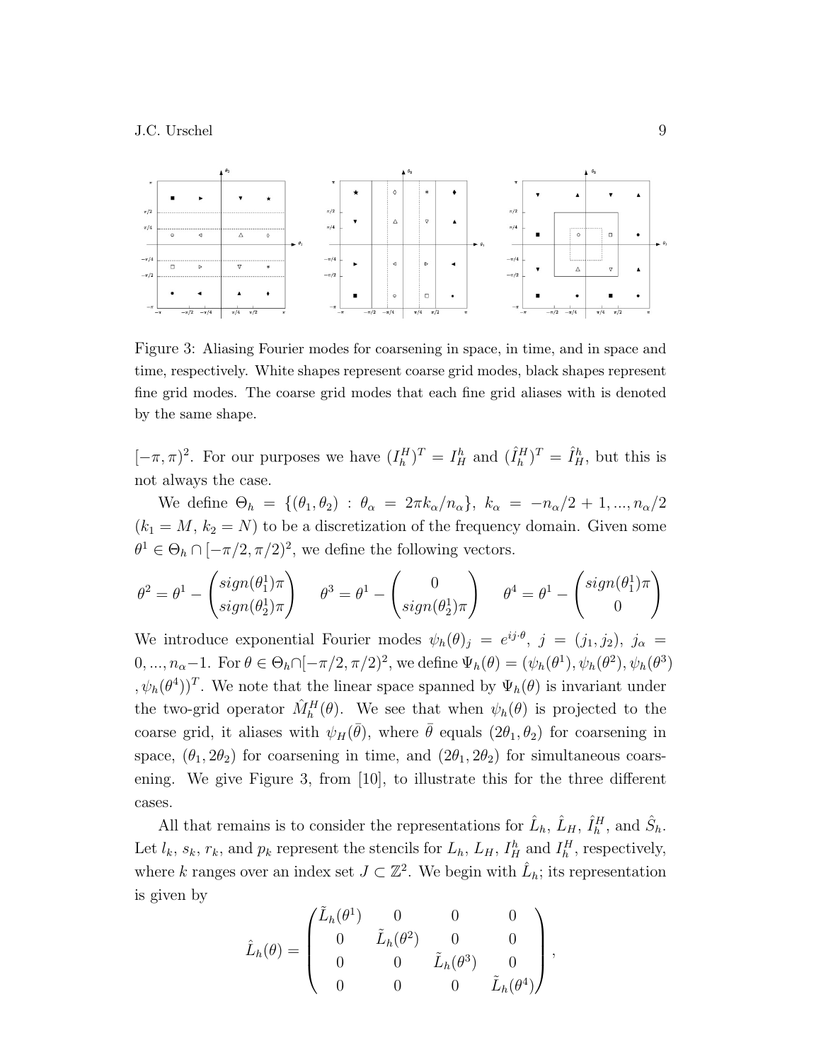Figure 3: Aliasing Fourier modes for coarsening in space, in time, and in space and time, respectively. White shapes represent coarse grid modes, black shapes represent fine grid modes. The coarse grid modes that each fine grid aliases with is denoted by the same shape.

$[-\pi, \pi)^2$. For our purposes we have $(I_h^H)^T = I_H^h$ and $(\hat{I}_h^H)^T = \hat{I}_H^h$, but this is not always the case.

We define $\Theta_h = \{(\theta_1, \theta_2) : \theta_\alpha = 2\pi k_\alpha / n_\alpha\}$, $k_\alpha = -n_\alpha/2 + 1, ..., n_\alpha/2$ ($k_1 = M$, $k_2 = N$) to be a discretization of the frequency domain. Given some $\theta^1 \in \Theta_h \cap [-\pi/2, \pi/2)^2$, we define the following vectors.

$$\theta^2 = \theta^1 - \begin{pmatrix} sign(\theta_1^1)\pi \\ sign(\theta_2^1)\pi \end{pmatrix} \qquad \theta^3 = \theta^1 - \begin{pmatrix} 0 \\ sign(\theta_2^1)\pi \end{pmatrix} \qquad \theta^4 = \theta^1 - \begin{pmatrix} sign(\theta_1^1)\pi \\ 0 \end{pmatrix}$$

We introduce exponential Fourier modes $\psi_h(\theta)_j = e^{ij\cdot\theta}$, $j = (j_1, j_2)$, $j_\alpha = 0, ..., n_\alpha - 1$. For $\theta \in \Theta_h \cap [-\pi/2, \pi/2)^2$, we define $\Psi_h(\theta) = (\psi_h(\theta^1), \psi_h(\theta^2), \psi_h(\theta^3), \psi_h(\theta^4))^T$. We note that the linear space spanned by $\Psi_h(\theta)$ is invariant under the two-grid operator $\hat{M}_h^H(\theta)$. We see that when $\psi_h(\theta)$ is projected to the coarse grid, it aliases with $\psi_H(\bar{\theta})$, where $\bar{\theta}$ equals $(2\theta_1, \theta_2)$ for coarsening in space, $(\theta_1, 2\theta_2)$ for coarsening in time, and $(2\theta_1, 2\theta_2)$ for simultaneous coarsening. We give Figure 3, from [10], to illustrate this for the three different cases.

All that remains is to consider the representations for $\hat{L}_h$, $\hat{L}_H$, $\hat{I}_h^H$, and $\hat{S}_h$. Let $l_k$, $s_k$, $r_k$, and $p_k$ represent the stencils for $L_h$, $L_H$, $I_H^h$ and $I_h^H$, respectively, where $k$ ranges over an index set $J \subset \mathbb{Z}^2$. We begin with $\hat{L}_h$; its representation is given by

$$\hat{L}_h(\theta) = \begin{pmatrix} \tilde{L}_h(\theta^1) & 0 & 0 & 0 \\ 0 & \tilde{L}_h(\theta^2) & 0 & 0 \\ 0 & 0 & \tilde{L}_h(\theta^3) & 0 \\ 0 & 0 & 0 & \tilde{L}_h(\theta^4) \end{pmatrix},$$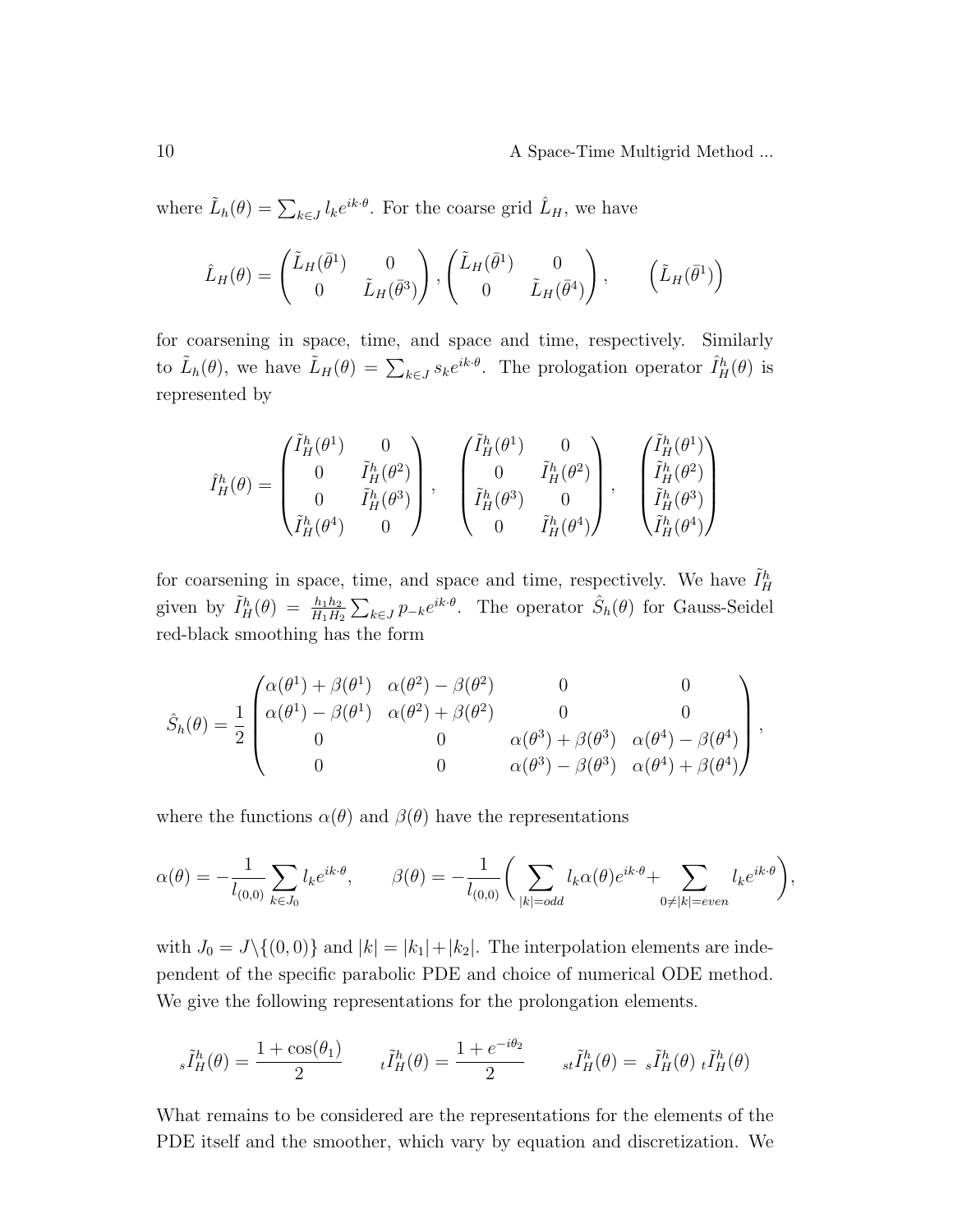where $\tilde{L}_h(\theta) = \sum_{k \in J} l_k e^{ik\cdot\theta}$. For the coarse grid $\hat{L}_H$, we have

$$\hat{L}_H(\theta) = \begin{pmatrix} \tilde{L}_H(\bar{\theta}^1) & 0 \\ 0 & \tilde{L}_H(\bar{\theta}^3) \end{pmatrix}, \begin{pmatrix} \tilde{L}_H(\bar{\theta}^1) & 0 \\ 0 & \tilde{L}_H(\bar{\theta}^4) \end{pmatrix}, \qquad \begin{pmatrix} \tilde{L}_H(\bar{\theta}^1) \end{pmatrix}$$

for coarsening in space, time, and space and time, respectively. Similarly to $\tilde{L}_h(\theta)$, we have $\tilde{L}_H(\theta) = \sum_{k \in J} s_k e^{ik\cdot\theta}$. The prologation operator $\hat{I}_H^h(\theta)$ is represented by

$$\hat{I}_H^h(\theta) = \begin{pmatrix} \tilde{I}_H^h(\theta^1) & 0 \\ 0 & \tilde{I}_H^h(\theta^2) \\ 0 & \tilde{I}_H^h(\theta^3) \\ \tilde{I}_H^h(\theta^4) & 0 \end{pmatrix}, \quad \begin{pmatrix} \tilde{I}_H^h(\theta^1) & 0 \\ 0 & \tilde{I}_H^h(\theta^2) \\ \tilde{I}_H^h(\theta^3) & 0 \\ 0 & \tilde{I}_H^h(\theta^4) \end{pmatrix}, \quad \begin{pmatrix} \tilde{I}_H^h(\theta^1) \\ \tilde{I}_H^h(\theta^2) \\ \tilde{I}_H^h(\theta^3) \\ \tilde{I}_H^h(\theta^4) \end{pmatrix}$$

for coarsening in space, time, and space and time, respectively. We have $\tilde{I}_H^h$ given by $\tilde{I}_H^h(\theta) = \frac{h_1 h_2}{H_1 H_2} \sum_{k \in J} p_{-k} e^{ik\cdot\theta}$. The operator $\hat{S}_h(\theta)$ for Gauss-Seidel red-black smoothing has the form

$$\hat{S}_h(\theta) = \frac{1}{2} \begin{pmatrix} \alpha(\theta^1) + \beta(\theta^1) & \alpha(\theta^2) - \beta(\theta^2) & 0 & 0 \\ \alpha(\theta^1) - \beta(\theta^1) & \alpha(\theta^2) + \beta(\theta^2) & 0 & 0 \\ 0 & 0 & \alpha(\theta^3) + \beta(\theta^3) & \alpha(\theta^4) - \beta(\theta^4) \\ 0 & 0 & \alpha(\theta^3) - \beta(\theta^3) & \alpha(\theta^4) + \beta(\theta^4) \end{pmatrix},$$

where the functions $\alpha(\theta)$ and $\beta(\theta)$ have the representations

$$\alpha(\theta) = -\frac{1}{l_{(0,0)}} \sum_{k \in J_0} l_k e^{ik\cdot\theta}, \qquad \beta(\theta) = -\frac{1}{l_{(0,0)}} \left( \sum_{|k|=odd} l_k \alpha(\theta) e^{ik\cdot\theta} + \sum_{0 \neq |k|=even} l_k e^{ik\cdot\theta} \right),$$

with $J_0 = J \backslash \{(0,0)\}$ and $|k| = |k_1| + |k_2|$. The interpolation elements are independent of the specific parabolic PDE and choice of numerical ODE method. We give the following representations for the prolongation elements.

$${}_s\tilde{I}_H^h(\theta) = \frac{1 + \cos(\theta_1)}{2} \qquad {}_t\tilde{I}_H^h(\theta) = \frac{1 + e^{-i\theta_2}}{2} \qquad {}_{st}\tilde{I}_H^h(\theta) = {}_s\tilde{I}_H^h(\theta)\, {}_t\tilde{I}_H^h(\theta)$$

What remains to be considered are the representations for the elements of the PDE itself and the smoother, which vary by equation and discretization. We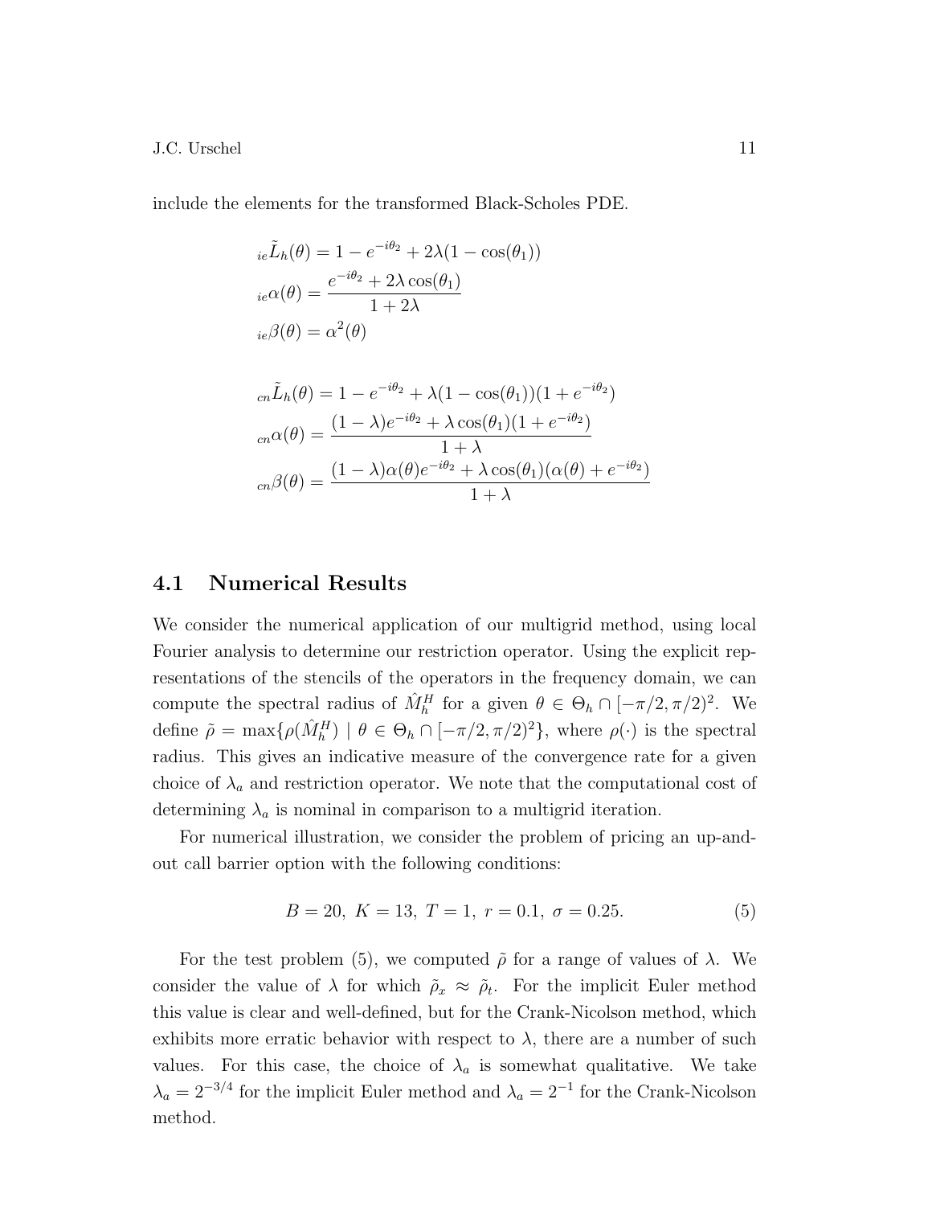include the elements for the transformed Black-Scholes PDE.

$$
\begin{aligned}
{}_{ie}\tilde{L}_h(\theta) &= 1 - e^{-i\theta_2} + 2\lambda(1 - \cos(\theta_1)) \\
{}_{ie}\alpha(\theta) &= \frac{e^{-i\theta_2} + 2\lambda \cos(\theta_1)}{1 + 2\lambda} \\
{}_{ie}\beta(\theta) &= \alpha^2(\theta)
\end{aligned}
$$

$$
\begin{aligned}
{}_{cn}\tilde{L}_h(\theta) &= 1 - e^{-i\theta_2} + \lambda(1 - \cos(\theta_1))(1 + e^{-i\theta_2}) \\
{}_{cn}\alpha(\theta) &= \frac{(1-\lambda)e^{-i\theta_2} + \lambda \cos(\theta_1)(1 + e^{-i\theta_2})}{1 + \lambda} \\
{}_{cn}\beta(\theta) &= \frac{(1-\lambda)\alpha(\theta)e^{-i\theta_2} + \lambda \cos(\theta_1)(\alpha(\theta) + e^{-i\theta_2})}{1 + \lambda}
\end{aligned}
$$

## 4.1 Numerical Results

We consider the numerical application of our multigrid method, using local Fourier analysis to determine our restriction operator. Using the explicit representations of the stencils of the operators in the frequency domain, we can compute the spectral radius of $\hat{M}_h^H$ for a given $\theta \in \Theta_h \cap [-\pi/2, \pi/2)^2$. We define $\tilde{\rho} = \max\{\rho(\hat{M}_h^H) \mid \theta \in \Theta_h \cap [-\pi/2, \pi/2)^2\}$, where $\rho(\cdot)$ is the spectral radius. This gives an indicative measure of the convergence rate for a given choice of $\lambda_a$ and restriction operator. We note that the computational cost of determining $\lambda_a$ is nominal in comparison to a multigrid iteration.

For numerical illustration, we consider the problem of pricing an up-and-out call barrier option with the following conditions:

$$
B = 20, \ K = 13, \ T = 1, \ r = 0.1, \ \sigma = 0.25. \tag{5}
$$

For the test problem (5), we computed $\tilde{\rho}$ for a range of values of $\lambda$. We consider the value of $\lambda$ for which $\tilde{\rho}_x \approx \tilde{\rho}_t$. For the implicit Euler method this value is clear and well-defined, but for the Crank-Nicolson method, which exhibits more erratic behavior with respect to $\lambda$, there are a number of such values. For this case, the choice of $\lambda_a$ is somewhat qualitative. We take $\lambda_a = 2^{-3/4}$ for the implicit Euler method and $\lambda_a = 2^{-1}$ for the Crank-Nicolson method.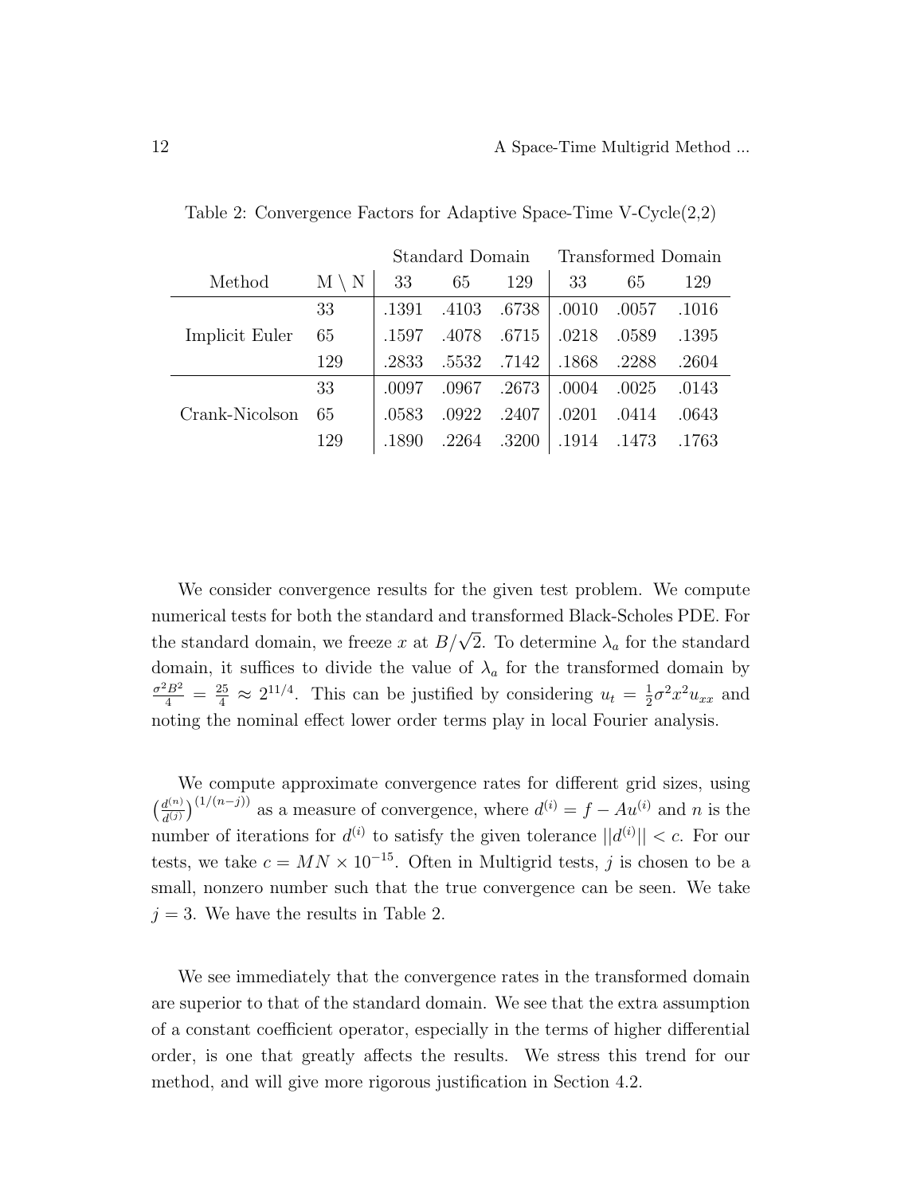Table 2: Convergence Factors for Adaptive Space-Time V-Cycle(2,2)

| | | Standard Domain | | | Transformed Domain | | |
|---|---|---|---|---|---|---|---|
| Method | M \ N | 33 | 65 | 129 | 33 | 65 | 129 |
| | 33 | .1391 | .4103 | .6738 | .0010 | .0057 | .1016 |
| Implicit Euler | 65 | .1597 | .4078 | .6715 | .0218 | .0589 | .1395 |
| | 129 | .2833 | .5532 | .7142 | .1868 | .2288 | .2604 |
| | 33 | .0097 | .0967 | .2673 | .0004 | .0025 | .0143 |
| Crank-Nicolson | 65 | .0583 | .0922 | .2407 | .0201 | .0414 | .0643 |
| | 129 | .1890 | .2264 | .3200 | .1914 | .1473 | .1763 |

We consider convergence results for the given test problem. We compute numerical tests for both the standard and transformed Black-Scholes PDE. For the standard domain, we freeze $x$ at $B/\sqrt{2}$. To determine $\lambda_a$ for the standard domain, it suffices to divide the value of $\lambda_a$ for the transformed domain by $\frac{\sigma^2 B^2}{4} = \frac{25}{4} \approx 2^{11/4}$. This can be justified by considering $u_t = \frac{1}{2}\sigma^2 x^2 u_{xx}$ and noting the nominal effect lower order terms play in local Fourier analysis.

We compute approximate convergence rates for different grid sizes, using $\left(\frac{d^{(n)}}{d^{(j)}}\right)^{(1/(n-j))}$ as a measure of convergence, where $d^{(i)} = f - Au^{(i)}$ and $n$ is the number of iterations for $d^{(i)}$ to satisfy the given tolerance $||d^{(i)}|| < c$. For our tests, we take $c = MN \times 10^{-15}$. Often in Multigrid tests, $j$ is chosen to be a small, nonzero number such that the true convergence can be seen. We take $j = 3$. We have the results in Table 2.

We see immediately that the convergence rates in the transformed domain are superior to that of the standard domain. We see that the extra assumption of a constant coefficient operator, especially in the terms of higher differential order, is one that greatly affects the results. We stress this trend for our method, and will give more rigorous justification in Section 4.2.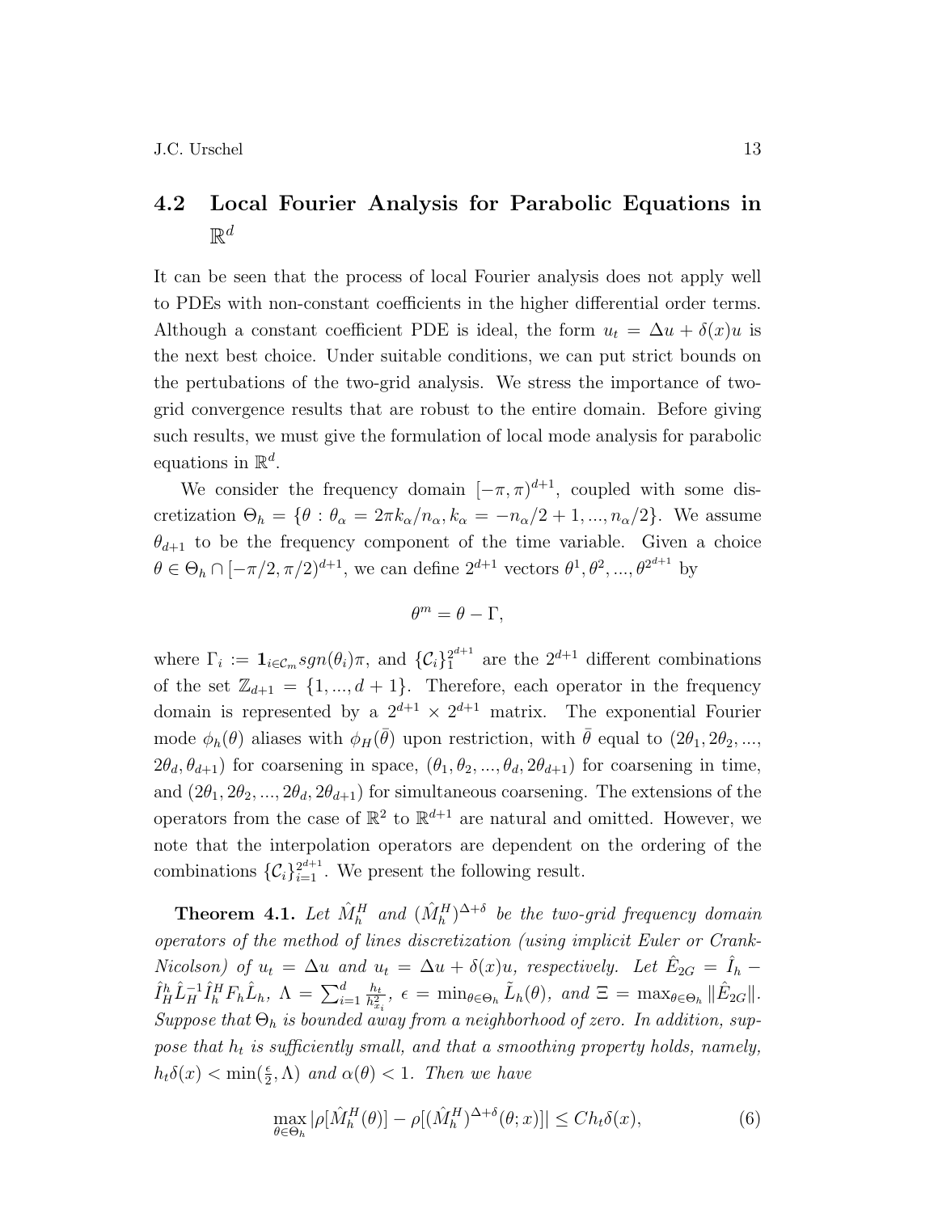## 4.2 Local Fourier Analysis for Parabolic Equations in $\mathbb{R}^d$

It can be seen that the process of local Fourier analysis does not apply well to PDEs with non-constant coefficients in the higher differential order terms. Although a constant coefficient PDE is ideal, the form $u_t = \Delta u + \delta(x)u$ is the next best choice. Under suitable conditions, we can put strict bounds on the pertubations of the two-grid analysis. We stress the importance of two-grid convergence results that are robust to the entire domain. Before giving such results, we must give the formulation of local mode analysis for parabolic equations in $\mathbb{R}^d$.

We consider the frequency domain $[-\pi, \pi)^{d+1}$, coupled with some discretization $\Theta_h = \{\theta : \theta_\alpha = 2\pi k_\alpha / n_\alpha, k_\alpha = -n_\alpha/2 + 1, ..., n_\alpha/2\}$. We assume $\theta_{d+1}$ to be the frequency component of the time variable. Given a choice $\theta \in \Theta_h \cap [-\pi/2, \pi/2)^{d+1}$, we can define $2^{d+1}$ vectors $\theta^1, \theta^2, ..., \theta^{2^{d+1}}$ by

$$\theta^m = \theta - \Gamma,$$

where $\Gamma_i := \mathbf{1}_{i \in \mathcal{C}_m} sgn(\theta_i)\pi$, and $\{\mathcal{C}_i\}_1^{2^{d+1}}$ are the $2^{d+1}$ different combinations of the set $\mathbb{Z}_{d+1} = \{1, ..., d+1\}$. Therefore, each operator in the frequency domain is represented by a $2^{d+1} \times 2^{d+1}$ matrix. The exponential Fourier mode $\phi_h(\theta)$ aliases with $\phi_H(\bar{\theta})$ upon restriction, with $\bar{\theta}$ equal to $(2\theta_1, 2\theta_2, ..., 2\theta_d, \theta_{d+1})$ for coarsening in space, $(\theta_1, \theta_2, ..., \theta_d, 2\theta_{d+1})$ for coarsening in time, and $(2\theta_1, 2\theta_2, ..., 2\theta_d, 2\theta_{d+1})$ for simultaneous coarsening. The extensions of the operators from the case of $\mathbb{R}^2$ to $\mathbb{R}^{d+1}$ are natural and omitted. However, we note that the interpolation operators are dependent on the ordering of the combinations $\{\mathcal{C}_i\}_{i=1}^{2^{d+1}}$. We present the following result.

**Theorem 4.1.** *Let $\hat{M}_h^H$ and $(\hat{M}_h^H)^{\Delta+\delta}$ be the two-grid frequency domain operators of the method of lines discretization (using implicit Euler or Crank-Nicolson) of $u_t = \Delta u$ and $u_t = \Delta u + \delta(x)u$, respectively. Let $\hat{E}_{2G} = \hat{I}_h - \hat{I}_H^h \hat{L}_H^{-1} \hat{I}_h^H F_h \hat{L}_h$, $\Lambda = \sum_{i=1}^d \frac{h_t}{h_{x_i}^2}$, $\epsilon = \min_{\theta \in \Theta_h} \tilde{L}_h(\theta)$, and $\Xi = \max_{\theta \in \Theta_h} \|\hat{E}_{2G}\|$. Suppose that $\Theta_h$ is bounded away from a neighborhood of zero. In addition, suppose that $h_t$ is sufficiently small, and that a smoothing property holds, namely, $h_t \delta(x) < \min(\frac{\epsilon}{2}, \Lambda)$ and $\alpha(\theta) < 1$. Then we have*

$$\max_{\theta \in \Theta_h} |\rho[\hat{M}_h^H(\theta)] - \rho[(\hat{M}_h^H)^{\Delta+\delta}(\theta; x)]| \leq C h_t \delta(x), \tag{6}$$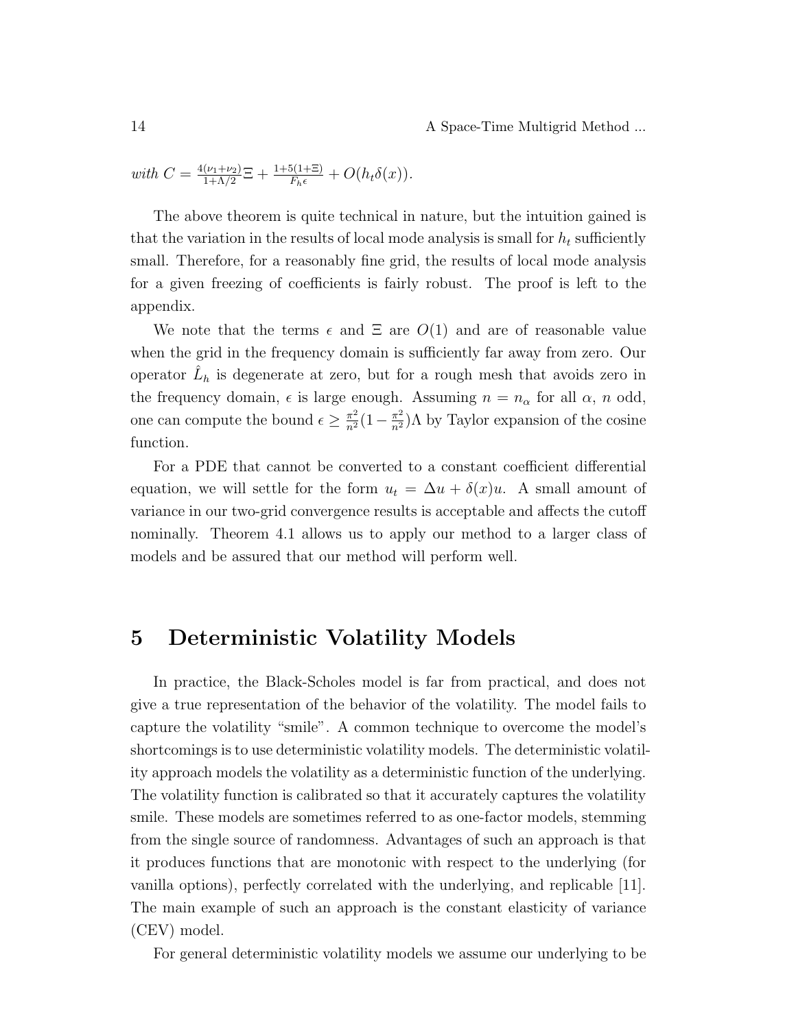*with* $C = \frac{4(\nu_1+\nu_2)}{1+\Lambda/2}\Xi + \frac{1+5(1+\Xi)}{F_h \epsilon} + O(h_t \delta(x))$.

The above theorem is quite technical in nature, but the intuition gained is that the variation in the results of local mode analysis is small for $h_t$ sufficiently small. Therefore, for a reasonably fine grid, the results of local mode analysis for a given freezing of coefficients is fairly robust. The proof is left to the appendix.

We note that the terms $\epsilon$ and $\Xi$ are $O(1)$ and are of reasonable value when the grid in the frequency domain is sufficiently far away from zero. Our operator $\hat{L}_h$ is degenerate at zero, but for a rough mesh that avoids zero in the frequency domain, $\epsilon$ is large enough. Assuming $n = n_\alpha$ for all $\alpha$, $n$ odd, one can compute the bound $\epsilon \geq \frac{\pi^2}{n^2}(1 - \frac{\pi^2}{n^2})\Lambda$ by Taylor expansion of the cosine function.

For a PDE that cannot be converted to a constant coefficient differential equation, we will settle for the form $u_t = \Delta u + \delta(x)u$. A small amount of variance in our two-grid convergence results is acceptable and affects the cutoff nominally. Theorem 4.1 allows us to apply our method to a larger class of models and be assured that our method will perform well.

# 5 Deterministic Volatility Models

In practice, the Black-Scholes model is far from practical, and does not give a true representation of the behavior of the volatility. The model fails to capture the volatility "smile". A common technique to overcome the model's shortcomings is to use deterministic volatility models. The deterministic volatility approach models the volatility as a deterministic function of the underlying. The volatility function is calibrated so that it accurately captures the volatility smile. These models are sometimes referred to as one-factor models, stemming from the single source of randomness. Advantages of such an approach is that it produces functions that are monotonic with respect to the underlying (for vanilla options), perfectly correlated with the underlying, and replicable [11]. The main example of such an approach is the constant elasticity of variance (CEV) model.

For general deterministic volatility models we assume our underlying to be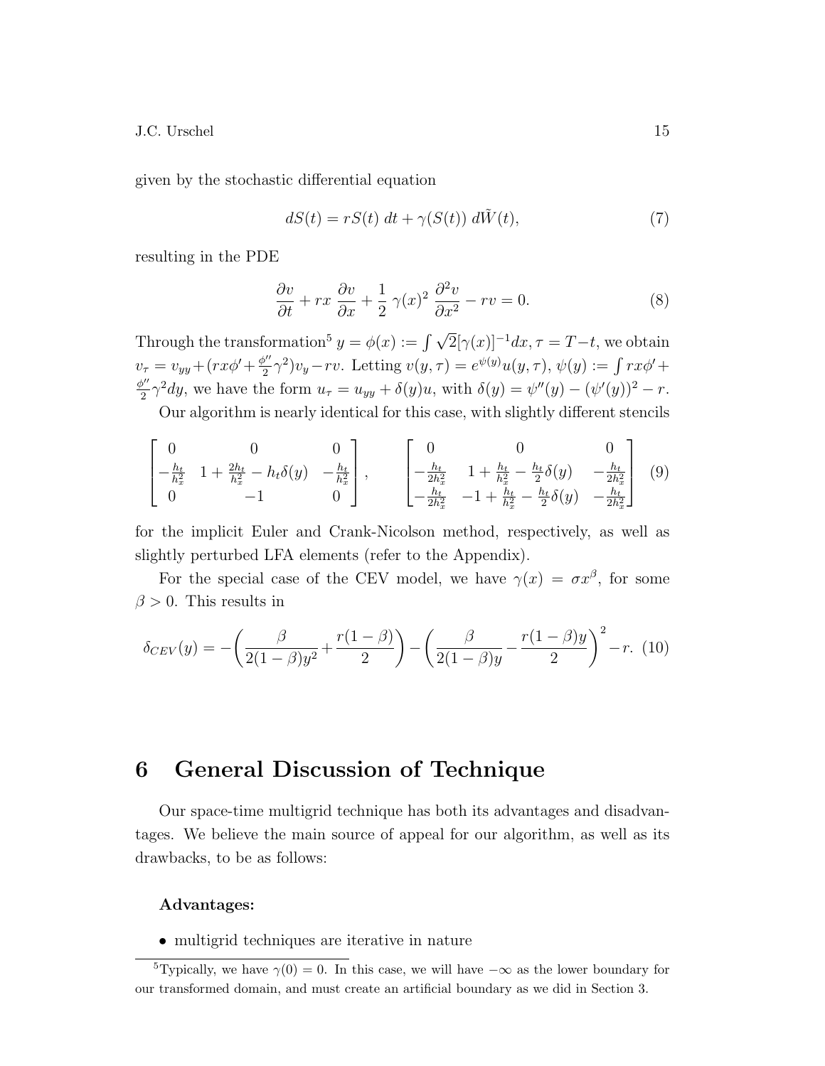given by the stochastic differential equation

$$dS(t) = rS(t)\,dt + \gamma(S(t))\,d\tilde{W}(t), \tag{7}$$

resulting in the PDE

$$\frac{\partial v}{\partial t} + rx\,\frac{\partial v}{\partial x} + \frac{1}{2}\,\gamma(x)^2\,\frac{\partial^2 v}{\partial x^2} - rv = 0. \tag{8}$$

Through the transformation[5] $y = \phi(x) := \int \sqrt{2}[\gamma(x)]^{-1}dx$, $\tau = T - t$, we obtain $v_\tau = v_{yy} + (rx\phi' + \frac{\phi''}{2}\gamma^2)v_y - rv$. Letting $v(y,\tau) = e^{\psi(y)}u(y,\tau)$, $\psi(y) := \int rx\phi' + \frac{\phi''}{2}\gamma^2 dy$, we have the form $u_\tau = u_{yy} + \delta(y)u$, with $\delta(y) = \psi''(y) - (\psi'(y))^2 - r$.

Our algorithm is nearly identical for this case, with slightly different stencils

$$\begin{bmatrix} 0 & 0 & 0 \\ -\frac{h_t}{h_x^2} & 1 + \frac{2h_t}{h_x^2} - h_t\delta(y) & -\frac{h_t}{h_x^2} \\ 0 & -1 & 0 \end{bmatrix}, \qquad \begin{bmatrix} 0 & 0 & 0 \\ -\frac{h_t}{2h_x^2} & 1 + \frac{h_t}{h_x^2} - \frac{h_t}{2}\delta(y) & -\frac{h_t}{2h_x^2} \\ -\frac{h_t}{2h_x^2} & -1 + \frac{h_t}{h_x^2} - \frac{h_t}{2}\delta(y) & -\frac{h_t}{2h_x^2} \end{bmatrix} \tag{9}$$

for the implicit Euler and Crank-Nicolson method, respectively, as well as slightly perturbed LFA elements (refer to the Appendix).

For the special case of the CEV model, we have $\gamma(x) = \sigma x^\beta$, for some $\beta > 0$. This results in

$$\delta_{CEV}(y) = -\left(\frac{\beta}{2(1-\beta)y^2} + \frac{r(1-\beta)}{2}\right) - \left(\frac{\beta}{2(1-\beta)y} - \frac{r(1-\beta)y}{2}\right)^2 - r. \tag{10}$$

# 6 General Discussion of Technique

Our space-time multigrid technique has both its advantages and disadvantages. We believe the main source of appeal for our algorithm, as well as its drawbacks, to be as follows:

**Advantages:**

- multigrid techniques are iterative in nature

---

[5] Typically, we have $\gamma(0) = 0$. In this case, we will have $-\infty$ as the lower boundary for our transformed domain, and must create an artificial boundary as we did in Section 3.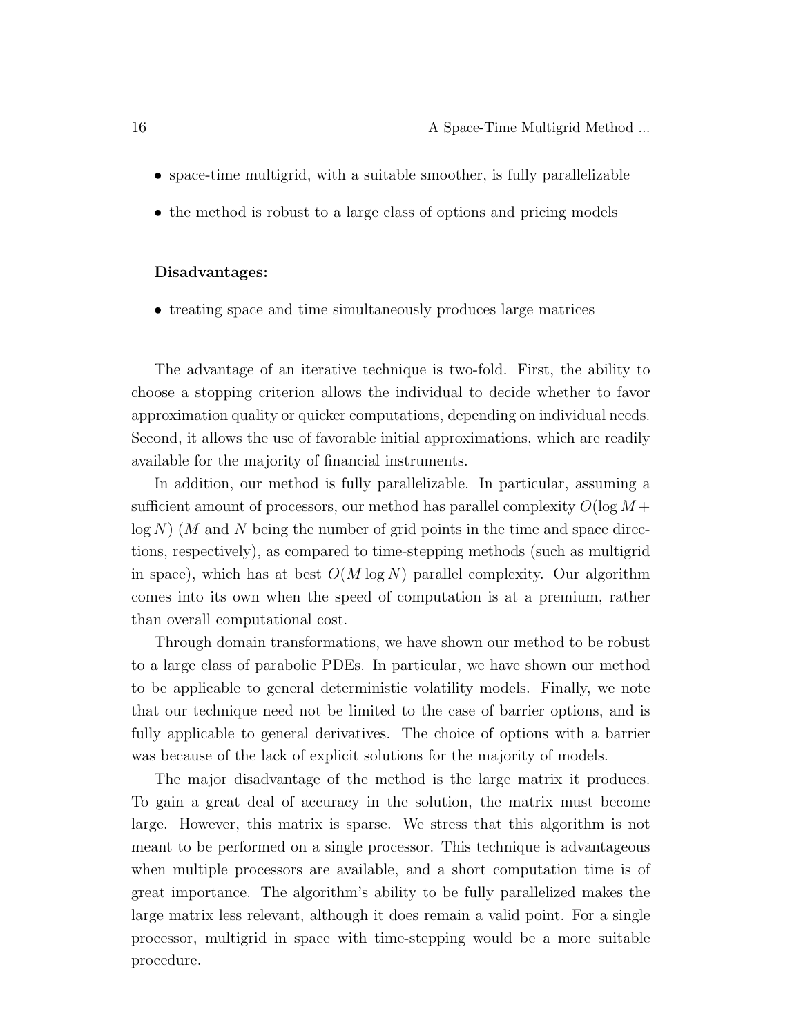- space-time multigrid, with a suitable smoother, is fully parallelizable
- the method is robust to a large class of options and pricing models

**Disadvantages:**

- treating space and time simultaneously produces large matrices

The advantage of an iterative technique is two-fold. First, the ability to choose a stopping criterion allows the individual to decide whether to favor approximation quality or quicker computations, depending on individual needs. Second, it allows the use of favorable initial approximations, which are readily available for the majority of financial instruments.

In addition, our method is fully parallelizable. In particular, assuming a sufficient amount of processors, our method has parallel complexity $O(\log M + \log N)$ ($M$ and $N$ being the number of grid points in the time and space directions, respectively), as compared to time-stepping methods (such as multigrid in space), which has at best $O(M \log N)$ parallel complexity. Our algorithm comes into its own when the speed of computation is at a premium, rather than overall computational cost.

Through domain transformations, we have shown our method to be robust to a large class of parabolic PDEs. In particular, we have shown our method to be applicable to general deterministic volatility models. Finally, we note that our technique need not be limited to the case of barrier options, and is fully applicable to general derivatives. The choice of options with a barrier was because of the lack of explicit solutions for the majority of models.

The major disadvantage of the method is the large matrix it produces. To gain a great deal of accuracy in the solution, the matrix must become large. However, this matrix is sparse. We stress that this algorithm is not meant to be performed on a single processor. This technique is advantageous when multiple processors are available, and a short computation time is of great importance. The algorithm's ability to be fully parallelized makes the large matrix less relevant, although it does remain a valid point. For a single processor, multigrid in space with time-stepping would be a more suitable procedure.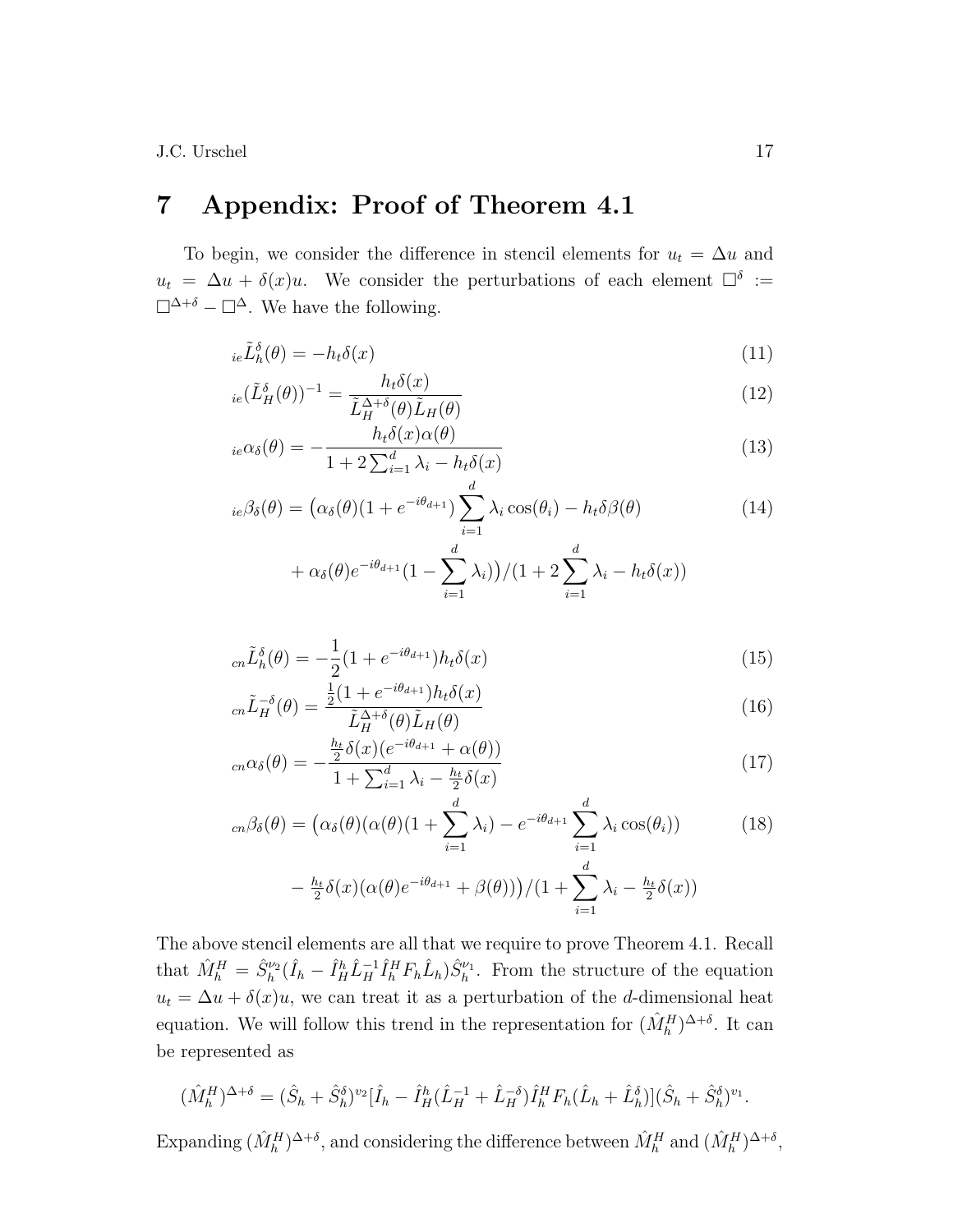# 7 Appendix: Proof of Theorem 4.1

To begin, we consider the difference in stencil elements for $u_t = \Delta u$ and $u_t = \Delta u + \delta(x)u$. We consider the perturbations of each element $\square^\delta := \square^{\Delta+\delta} - \square^\Delta$. We have the following.

$$ {}_{ie}\tilde{L}_h^\delta(\theta) = -h_t \delta(x) \tag{11} $$

$$ {}_{ie}(\tilde{L}_H^\delta(\theta))^{-1} = \frac{h_t \delta(x)}{\tilde{L}_H^{\Delta+\delta}(\theta)\tilde{L}_H(\theta)} \tag{12} $$

$$ {}_{ie}\alpha_\delta(\theta) = -\frac{h_t \delta(x) \alpha(\theta)}{1 + 2\sum_{i=1}^d \lambda_i - h_t \delta(x)} \tag{13} $$

$$ \begin{aligned} {}_{ie}\beta_\delta(\theta) = \big(&\alpha_\delta(\theta)(1 + e^{-i\theta_{d+1}}) \sum_{i=1}^d \lambda_i \cos(\theta_i) - h_t \delta \beta(\theta) \\ &+ \alpha_\delta(\theta) e^{-i\theta_{d+1}}(1 - \sum_{i=1}^d \lambda_i)\big)/(1 + 2\sum_{i=1}^d \lambda_i - h_t \delta(x)) \end{aligned} \tag{14} $$

$$ {}_{cn}\tilde{L}_h^\delta(\theta) = -\frac{1}{2}(1 + e^{-i\theta_{d+1}}) h_t \delta(x) \tag{15} $$

$$ {}_{cn}\tilde{L}_H^{-\delta}(\theta) = \frac{\frac{1}{2}(1 + e^{-i\theta_{d+1}}) h_t \delta(x)}{\tilde{L}_H^{\Delta+\delta}(\theta)\tilde{L}_H(\theta)} \tag{16} $$

$$ {}_{cn}\alpha_\delta(\theta) = -\frac{\frac{h_t}{2}\delta(x)(e^{-i\theta_{d+1}} + \alpha(\theta))}{1 + \sum_{i=1}^d \lambda_i - \frac{h_t}{2}\delta(x)} \tag{17} $$

$$ \begin{aligned} {}_{cn}\beta_\delta(\theta) = \big(&\alpha_\delta(\theta)(\alpha(\theta)(1 + \sum_{i=1}^d \lambda_i) - e^{-i\theta_{d+1}} \sum_{i=1}^d \lambda_i \cos(\theta_i)) \\ &- \tfrac{h_t}{2}\delta(x)(\alpha(\theta) e^{-i\theta_{d+1}} + \beta(\theta))\big)/(1 + \sum_{i=1}^d \lambda_i - \tfrac{h_t}{2}\delta(x)) \end{aligned} \tag{18} $$

The above stencil elements are all that we require to prove Theorem 4.1. Recall that $\hat{M}_h^H = \hat{S}_h^{\nu_2}(\hat{I}_h - \hat{I}_H^h \hat{L}_H^{-1} \hat{I}_h^H F_h \hat{L}_h)\hat{S}_h^{\nu_1}$. From the structure of the equation $u_t = \Delta u + \delta(x)u$, we can treat it as a perturbation of the $d$-dimensional heat equation. We will follow this trend in the representation for $(\hat{M}_h^H)^{\Delta+\delta}$. It can be represented as

$$ (\hat{M}_h^H)^{\Delta+\delta} = (\hat{S}_h + \hat{S}_h^\delta)^{v_2}[\hat{I}_h - \hat{I}_H^h(\hat{L}_H^{-1} + \hat{L}_H^{-\delta})\hat{I}_h^H F_h(\hat{L}_h + \hat{L}_h^\delta)](\hat{S}_h + \hat{S}_h^\delta)^{v_1}. $$

Expanding $(\hat{M}_h^H)^{\Delta+\delta}$, and considering the difference between $\hat{M}_h^H$ and $(\hat{M}_h^H)^{\Delta+\delta}$,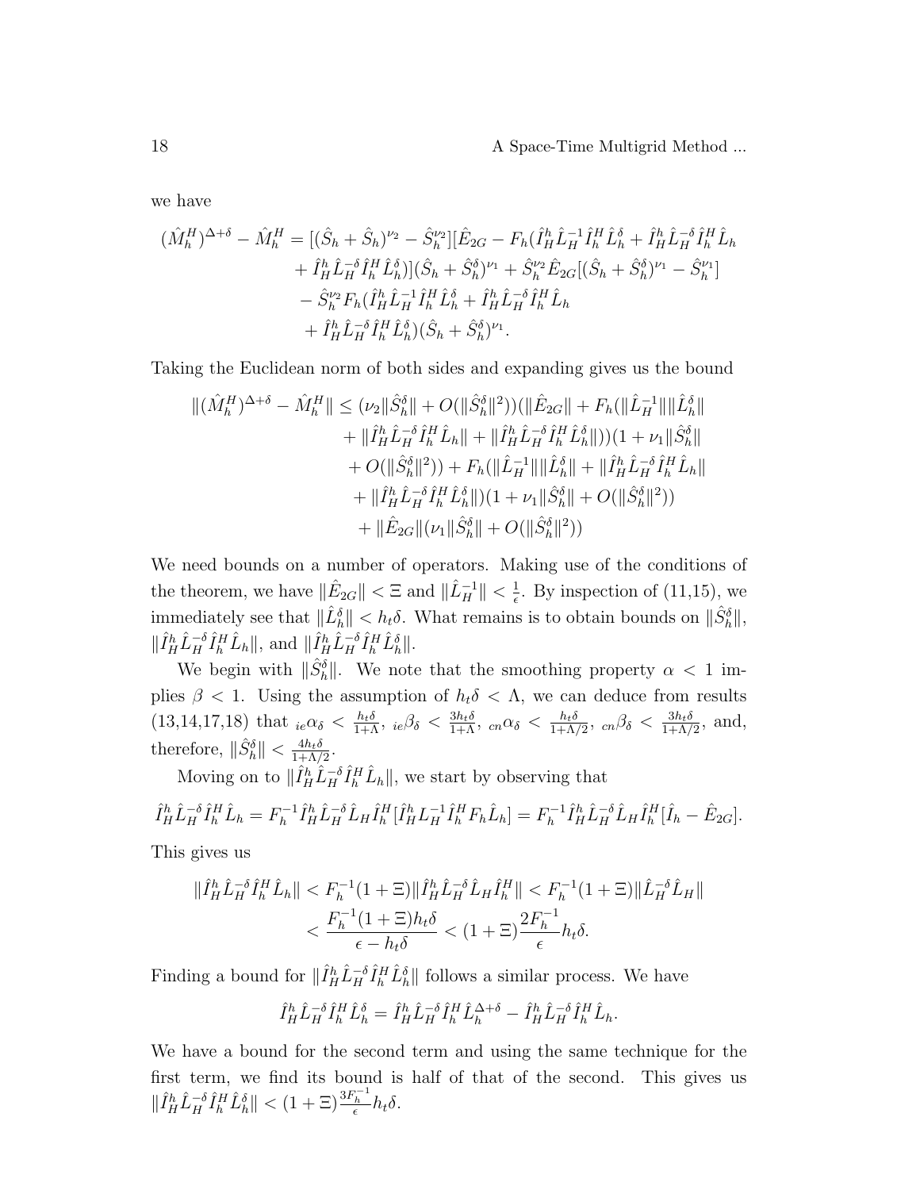we have

$$
\begin{aligned}
(\hat{M}_h^H)^{\Delta+\delta} - \hat{M}_h^H = {} & [(\hat{S}_h + \hat{S}_h)^{\nu_2} - \hat{S}_h^{\nu_2}][\hat{E}_{2G} - F_h(\hat{I}_H^h \hat{L}_H^{-1} \hat{I}_h^H \hat{L}_h^\delta + \hat{I}_H^h \hat{L}_H^{-\delta} \hat{I}_h^H \hat{L}_h \\
& + \hat{I}_H^h \hat{L}_H^{-\delta} \hat{I}_h^H \hat{L}_h^\delta)](\hat{S}_h + \hat{S}_h^\delta)^{\nu_1} + \hat{S}_h^{\nu_2} \hat{E}_{2G}[(\hat{S}_h + \hat{S}_h^\delta)^{\nu_1} - \hat{S}_h^{\nu_1}] \\
& - \hat{S}_h^{\nu_2} F_h(\hat{I}_H^h \hat{L}_H^{-1} \hat{I}_h^H \hat{L}_h^\delta + \hat{I}_H^h \hat{L}_H^{-\delta} \hat{I}_h^H \hat{L}_h \\
& + \hat{I}_H^h \hat{L}_H^{-\delta} \hat{I}_h^H \hat{L}_h^\delta)(\hat{S}_h + \hat{S}_h^\delta)^{\nu_1}.
\end{aligned}
$$

Taking the Euclidean norm of both sides and expanding gives us the bound

$$
\begin{aligned}
\|(\hat{M}_h^H)^{\Delta+\delta} - \hat{M}_h^H\| \leq {} & (\nu_2 \|\hat{S}_h^\delta\| + O(\|\hat{S}_h^\delta\|^2))(\|\hat{E}_{2G}\| + F_h(\|\hat{L}_H^{-1}\| \|\hat{L}_h^\delta\| \\
& + \|\hat{I}_H^h \hat{L}_H^{-\delta} \hat{I}_h^H \hat{L}_h\| + \|\hat{I}_H^h \hat{L}_H^{-\delta} \hat{I}_h^H \hat{L}_h^\delta\|))(1 + \nu_1 \|\hat{S}_h^\delta\| \\
& + O(\|\hat{S}_h^\delta\|^2)) + F_h(\|\hat{L}_H^{-1}\| \|\hat{L}_h^\delta\| + \|\hat{I}_H^h \hat{L}_H^{-\delta} \hat{I}_h^H \hat{L}_h\| \\
& + \|\hat{I}_H^h \hat{L}_H^{-\delta} \hat{I}_h^H \hat{L}_h^\delta\|)(1 + \nu_1 \|\hat{S}_h^\delta\| + O(\|\hat{S}_h^\delta\|^2)) \\
& + \|\hat{E}_{2G}\|(\nu_1 \|\hat{S}_h^\delta\| + O(\|\hat{S}_h^\delta\|^2))
\end{aligned}
$$

We need bounds on a number of operators. Making use of the conditions of the theorem, we have $\|\hat{E}_{2G}\| < \Xi$ and $\|\hat{L}_H^{-1}\| < \frac{1}{\epsilon}$. By inspection of (11,15), we immediately see that $\|\hat{L}_h^\delta\| < h_t \delta$. What remains is to obtain bounds on $\|\hat{S}_h^\delta\|$, $\|\hat{I}_H^h \hat{L}_H^{-\delta} \hat{I}_h^H \hat{L}_h\|$, and $\|\hat{I}_H^h \hat{L}_H^{-\delta} \hat{I}_h^H \hat{L}_h^\delta\|$.

We begin with $\|\hat{S}_h^\delta\|$. We note that the smoothing property $\alpha < 1$ implies $\beta < 1$. Using the assumption of $h_t \delta < \Lambda$, we can deduce from results (13,14,17,18) that ${}_{ie}\alpha_\delta < \frac{h_t \delta}{1+\Lambda}$, ${}_{ie}\beta_\delta < \frac{3 h_t \delta}{1+\Lambda}$, ${}_{cn}\alpha_\delta < \frac{h_t \delta}{1+\Lambda/2}$, ${}_{cn}\beta_\delta < \frac{3 h_t \delta}{1+\Lambda/2}$, and, therefore, $\|\hat{S}_h^\delta\| < \frac{4 h_t \delta}{1+\Lambda/2}$.

Moving on to $\|\hat{I}_H^h \hat{L}_H^{-\delta} \hat{I}_h^H \hat{L}_h\|$, we start by observing that

$$
\hat{I}_H^h \hat{L}_H^{-\delta} \hat{I}_h^H \hat{L}_h = F_h^{-1} \hat{I}_H^h \hat{L}_H^{-\delta} \hat{L}_H \hat{I}_h^H [\hat{I}_H^h L_H^{-1} \hat{I}_h^H F_h \hat{L}_h] = F_h^{-1} \hat{I}_H^h \hat{L}_H^{-\delta} \hat{L}_H \hat{I}_h^H [\hat{I}_h - \hat{E}_{2G}].
$$

This gives us

$$
\begin{aligned}
\|\hat{I}_H^h \hat{L}_H^{-\delta} \hat{I}_h^H \hat{L}_h\| & < F_h^{-1}(1+\Xi) \|\hat{I}_H^h \hat{L}_H^{-\delta} \hat{L}_H \hat{I}_h^H\| < F_h^{-1}(1+\Xi) \|\hat{L}_H^{-\delta} \hat{L}_H\| \\
& < \frac{F_h^{-1}(1+\Xi) h_t \delta}{\epsilon - h_t \delta} < (1+\Xi) \frac{2 F_h^{-1}}{\epsilon} h_t \delta.
\end{aligned}
$$

Finding a bound for $\|\hat{I}_H^h \hat{L}_H^{-\delta} \hat{I}_h^H \hat{L}_h^\delta\|$ follows a similar process. We have

$$
\hat{I}_H^h \hat{L}_H^{-\delta} \hat{I}_h^H \hat{L}_h^\delta = \hat{I}_H^h \hat{L}_H^{-\delta} \hat{I}_h^H \hat{L}_h^{\Delta+\delta} - \hat{I}_H^h \hat{L}_H^{-\delta} \hat{I}_h^H \hat{L}_h.
$$

We have a bound for the second term and using the same technique for the first term, we find its bound is half of that of the second. This gives us $\|\hat{I}_H^h \hat{L}_H^{-\delta} \hat{I}_h^H \hat{L}_h^\delta\| < (1+\Xi) \frac{3 F_h^{-1}}{\epsilon} h_t \delta$.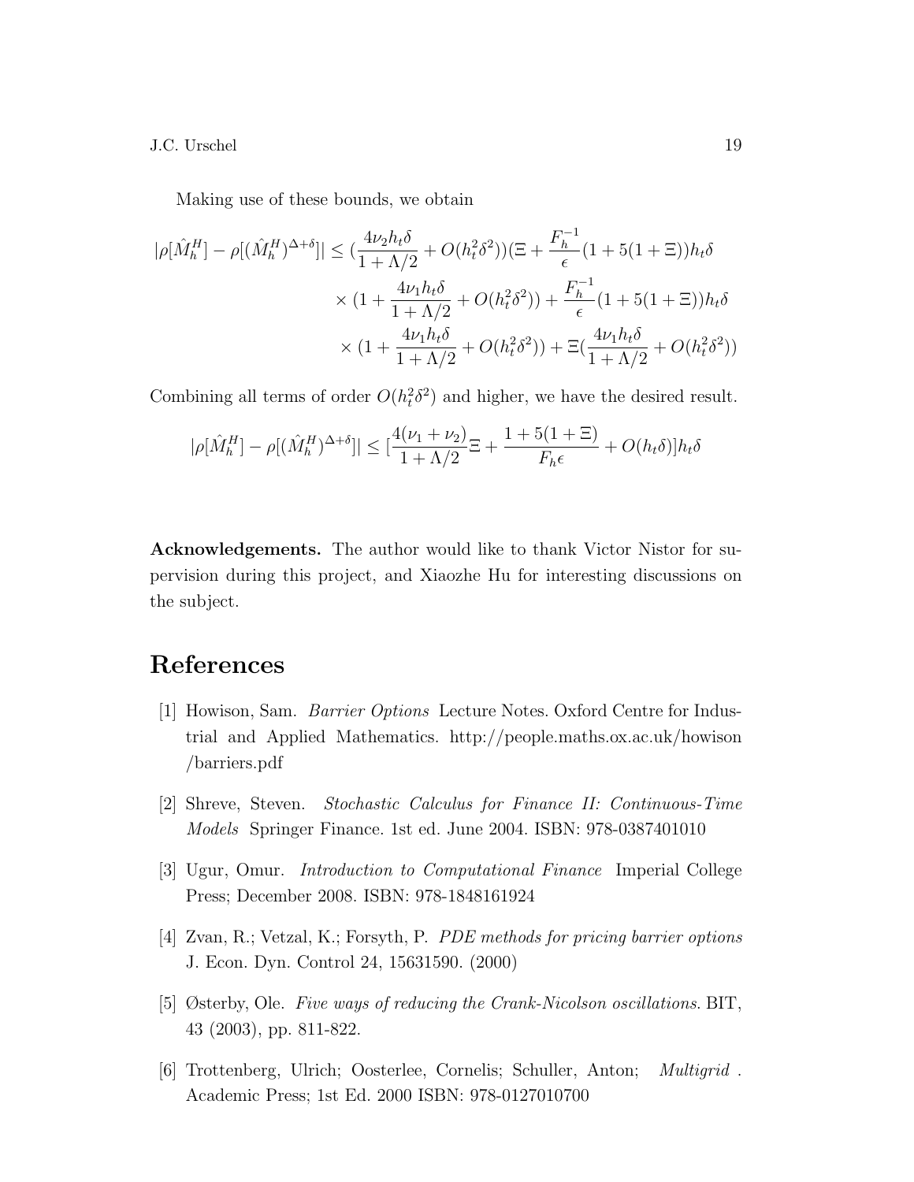Making use of these bounds, we obtain

$$
\begin{aligned}
|\rho[\hat{M}_h^H] - \rho[(\hat{M}_h^H)^{\Delta+\delta}]| \leq & \left(\frac{4\nu_2 h_t \delta}{1+\Lambda/2} + O(h_t^2\delta^2)\right)\left(\Xi + \frac{F_h^{-1}}{\epsilon}(1+5(1+\Xi))h_t\delta \right. \\
& \times \left(1 + \frac{4\nu_1 h_t \delta}{1+\Lambda/2} + O(h_t^2\delta^2)\right) + \frac{F_h^{-1}}{\epsilon}(1+5(1+\Xi))h_t\delta \\
& \times \left(1 + \frac{4\nu_1 h_t\delta}{1+\Lambda/2} + O(h_t^2\delta^2)\right) + \Xi\left(\frac{4\nu_1 h_t\delta}{1+\Lambda/2} + O(h_t^2\delta^2)\right)
\end{aligned}
$$

Combining all terms of order $O(h_t^2\delta^2)$ and higher, we have the desired result.

$$
|\rho[\hat{M}_h^H] - \rho[(\hat{M}_h^H)^{\Delta+\delta}]| \leq \left[\frac{4(\nu_1+\nu_2)}{1+\Lambda/2}\Xi + \frac{1+5(1+\Xi)}{F_h\epsilon} + O(h_t\delta)\right]h_t\delta
$$

**Acknowledgements.** The author would like to thank Victor Nistor for supervision during this project, and Xiaozhe Hu for interesting discussions on the subject.

# References

[1] Howison, Sam. *Barrier Options* Lecture Notes. Oxford Centre for Industrial and Applied Mathematics. http://people.maths.ox.ac.uk/howison/barriers.pdf

[2] Shreve, Steven. *Stochastic Calculus for Finance II: Continuous-Time Models* Springer Finance. 1st ed. June 2004. ISBN: 978-0387401010

[3] Ugur, Omur. *Introduction to Computational Finance* Imperial College Press; December 2008. ISBN: 978-1848161924

[4] Zvan, R.; Vetzal, K.; Forsyth, P. *PDE methods for pricing barrier options* J. Econ. Dyn. Control 24, 15631590. (2000)

[5] Østerby, Ole. *Five ways of reducing the Crank-Nicolson oscillations*. BIT, 43 (2003), pp. 811-822.

[6] Trottenberg, Ulrich; Oosterlee, Cornelis; Schuller, Anton; *Multigrid* . Academic Press; 1st Ed. 2000 ISBN: 978-0127010700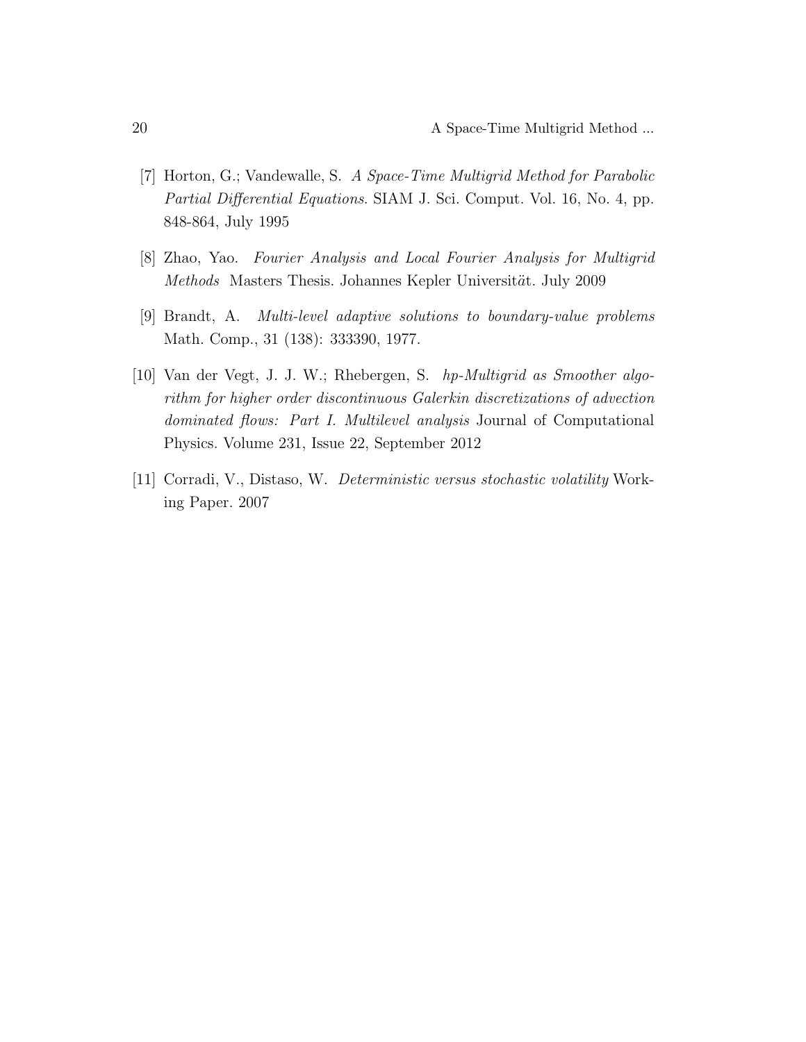[7] Horton, G.; Vandewalle, S. *A Space-Time Multigrid Method for Parabolic Partial Differential Equations.* SIAM J. Sci. Comput. Vol. 16, No. 4, pp. 848-864, July 1995

[8] Zhao, Yao. *Fourier Analysis and Local Fourier Analysis for Multigrid Methods* Masters Thesis. Johannes Kepler Universität. July 2009

[9] Brandt, A. *Multi-level adaptive solutions to boundary-value problems* Math. Comp., 31 (138): 333390, 1977.

[10] Van der Vegt, J. J. W.; Rhebergen, S. *hp-Multigrid as Smoother algorithm for higher order discontinuous Galerkin discretizations of advection dominated flows: Part I. Multilevel analysis* Journal of Computational Physics. Volume 231, Issue 22, September 2012

[11] Corradi, V., Distaso, W. *Deterministic versus stochastic volatility* Working Paper. 2007